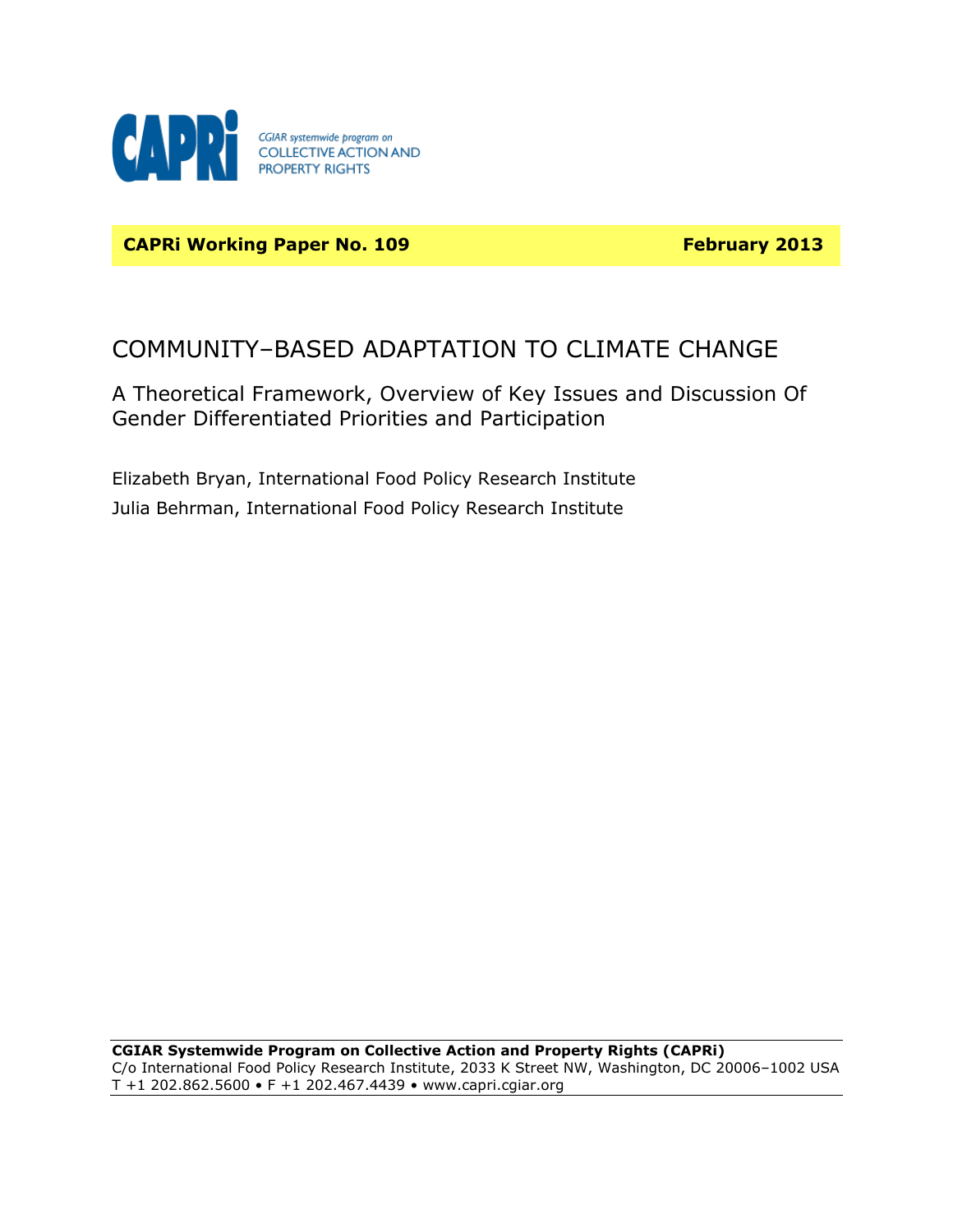CAPRi

CGIAR systemwide program on
COLLECTIVE ACTION AND
PROPERTY RIGHTS

**CAPRi Working Paper No. 109** **February 2013**

# COMMUNITY–BASED ADAPTATION TO CLIMATE CHANGE

## A Theoretical Framework, Overview of Key Issues and Discussion Of Gender Differentiated Priorities and Participation

Elizabeth Bryan, International Food Policy Research Institute

Julia Behrman, International Food Policy Research Institute

**CGIAR Systemwide Program on Collective Action and Property Rights (CAPRi)**
C/o International Food Policy Research Institute, 2033 K Street NW, Washington, DC 20006–1002 USA
T +1 202.862.5600 • F +1 202.467.4439 • www.capri.cgiar.org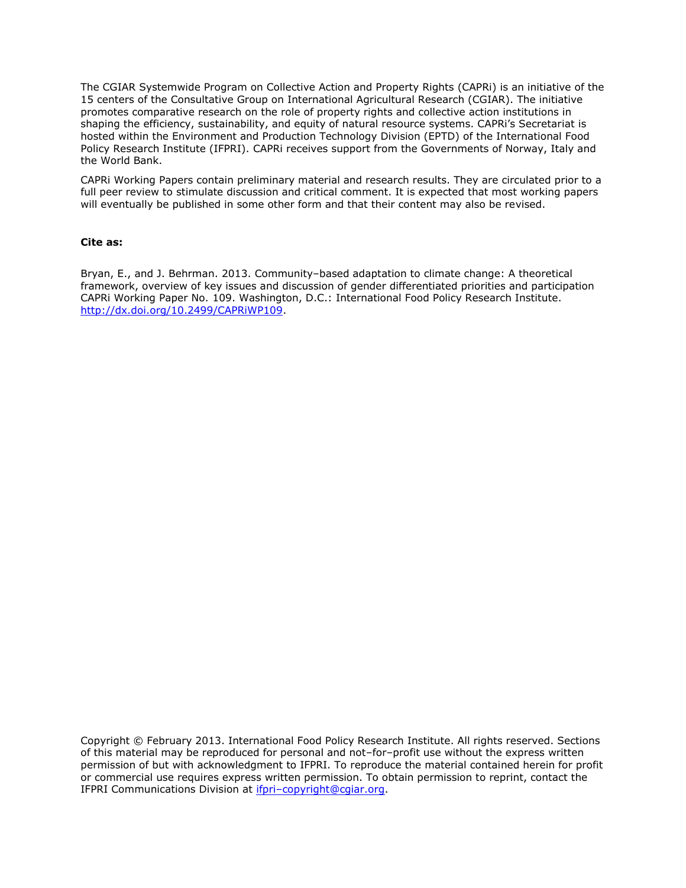The CGIAR Systemwide Program on Collective Action and Property Rights (CAPRi) is an initiative of the 15 centers of the Consultative Group on International Agricultural Research (CGIAR). The initiative promotes comparative research on the role of property rights and collective action institutions in shaping the efficiency, sustainability, and equity of natural resource systems. CAPRi's Secretariat is hosted within the Environment and Production Technology Division (EPTD) of the International Food Policy Research Institute (IFPRI). CAPRi receives support from the Governments of Norway, Italy and the World Bank.

CAPRi Working Papers contain preliminary material and research results. They are circulated prior to a full peer review to stimulate discussion and critical comment. It is expected that most working papers will eventually be published in some other form and that their content may also be revised.

**Cite as:**

Bryan, E., and J. Behrman. 2013. Community–based adaptation to climate change: A theoretical framework, overview of key issues and discussion of gender differentiated priorities and participation CAPRi Working Paper No. 109. Washington, D.C.: International Food Policy Research Institute. http://dx.doi.org/10.2499/CAPRiWP109.

Copyright © February 2013. International Food Policy Research Institute. All rights reserved. Sections of this material may be reproduced for personal and not–for–profit use without the express written permission of but with acknowledgment to IFPRI. To reproduce the material contained herein for profit or commercial use requires express written permission. To obtain permission to reprint, contact the IFPRI Communications Division at ifpri–copyright@cgiar.org.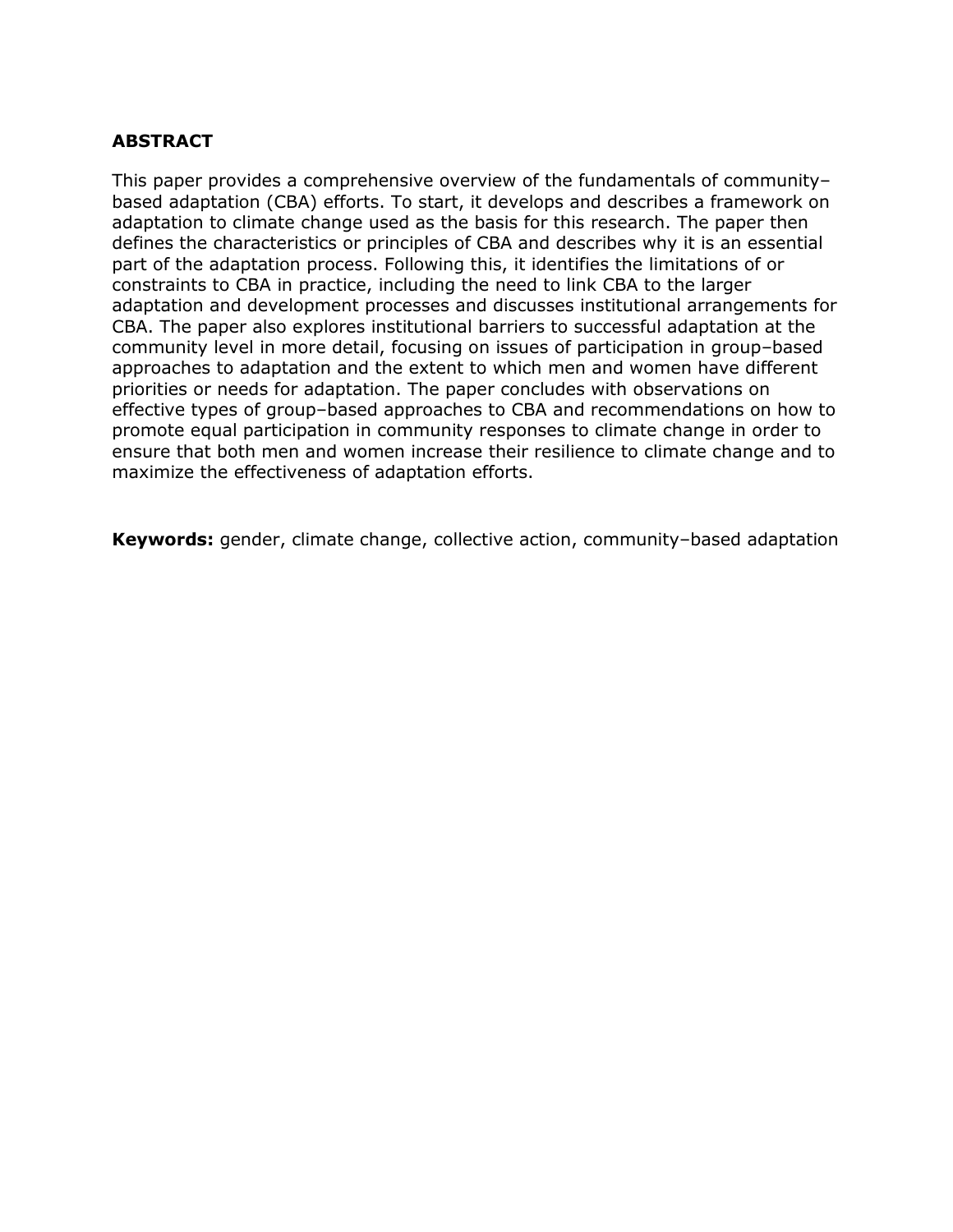## ABSTRACT

This paper provides a comprehensive overview of the fundamentals of community–based adaptation (CBA) efforts. To start, it develops and describes a framework on adaptation to climate change used as the basis for this research. The paper then defines the characteristics or principles of CBA and describes why it is an essential part of the adaptation process. Following this, it identifies the limitations of or constraints to CBA in practice, including the need to link CBA to the larger adaptation and development processes and discusses institutional arrangements for CBA. The paper also explores institutional barriers to successful adaptation at the community level in more detail, focusing on issues of participation in group–based approaches to adaptation and the extent to which men and women have different priorities or needs for adaptation. The paper concludes with observations on effective types of group–based approaches to CBA and recommendations on how to promote equal participation in community responses to climate change in order to ensure that both men and women increase their resilience to climate change and to maximize the effectiveness of adaptation efforts.

**Keywords:** gender, climate change, collective action, community–based adaptation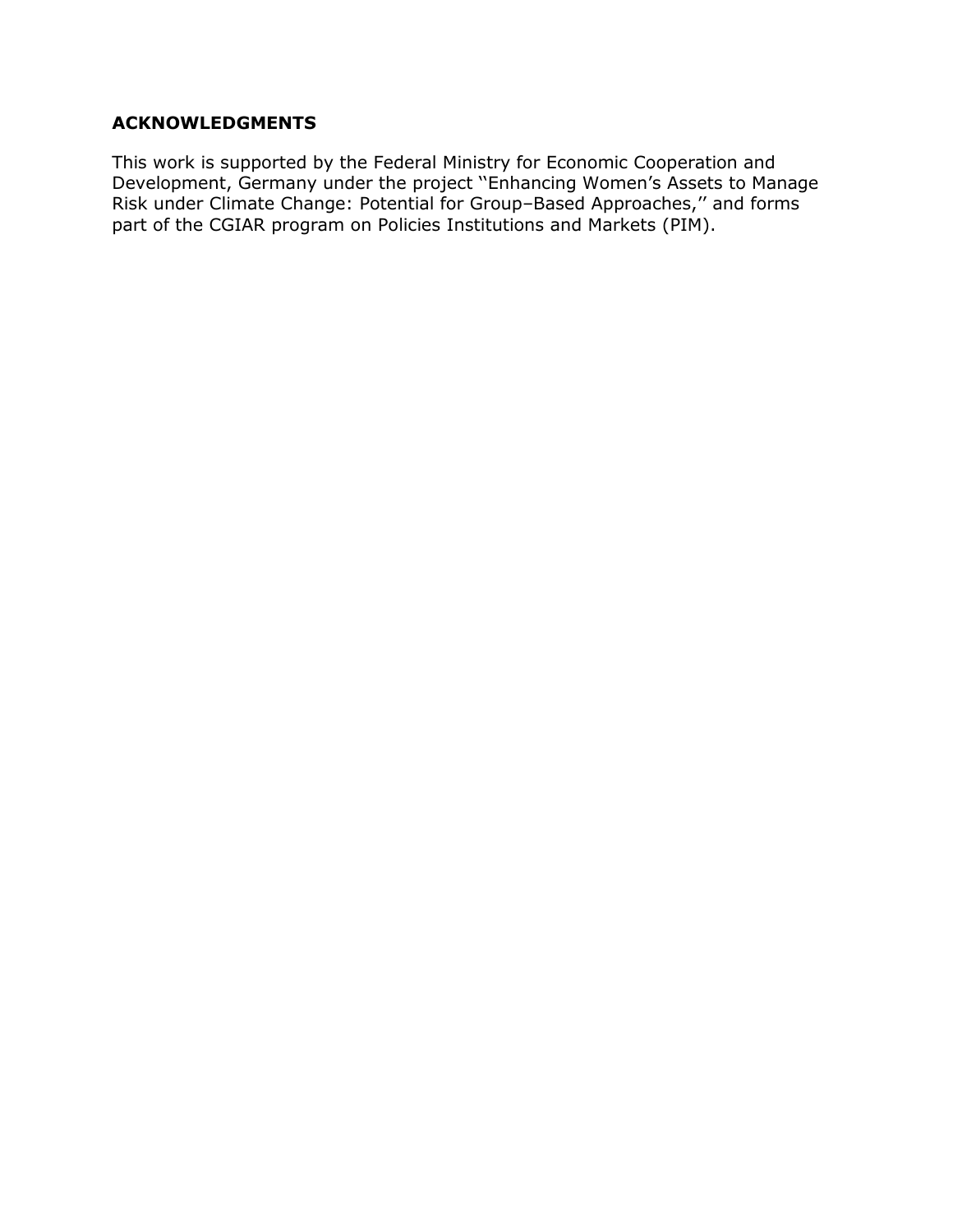## ACKNOWLEDGMENTS

This work is supported by the Federal Ministry for Economic Cooperation and Development, Germany under the project �V‘Enhancing Women’s Assets to Manage Risk under Climate Change: Potential for Group–Based Approaches,’’ and forms part of the CGIAR program on Policies Institutions and Markets (PIM).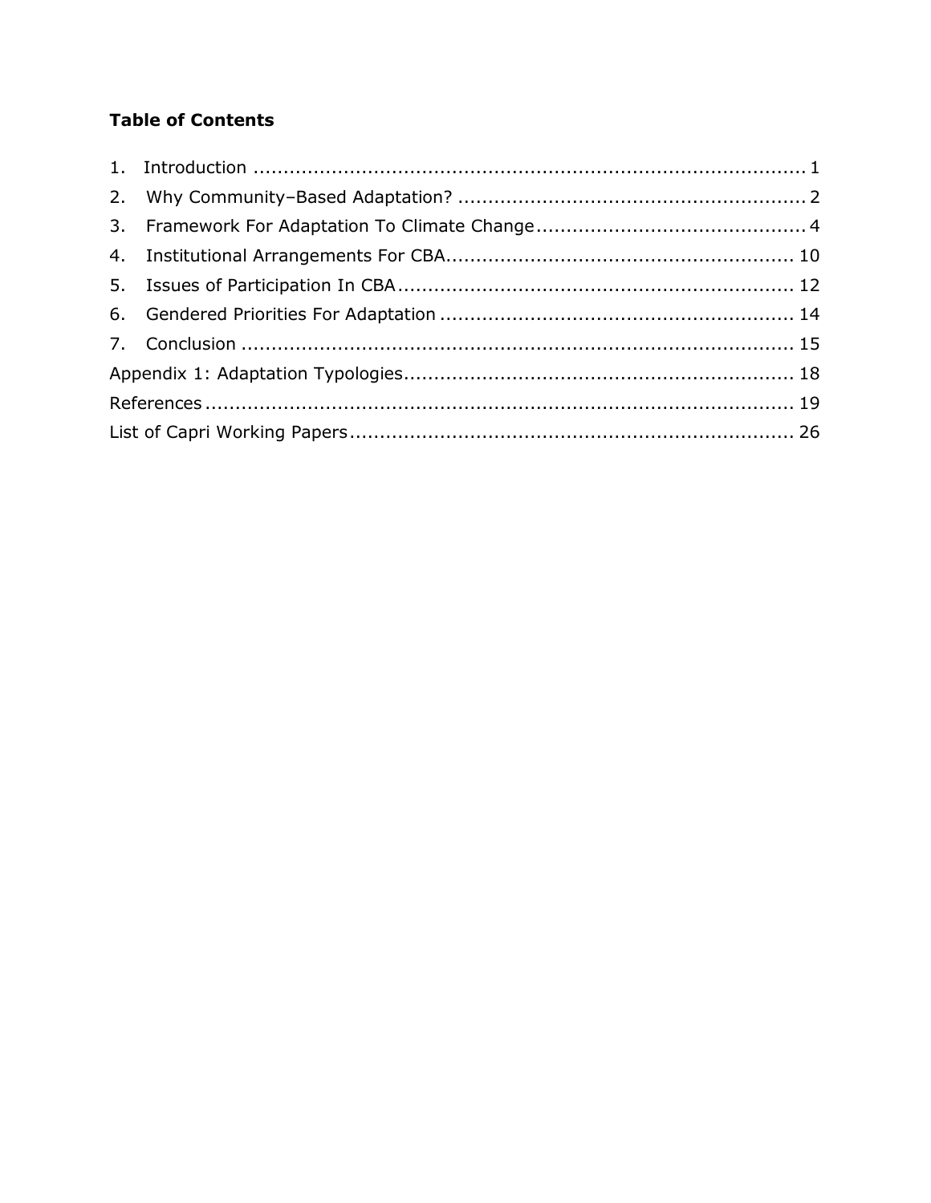**Table of Contents**

1. Introduction ........................................................................................ 1
2. Why Community–Based Adaptation? ......................................................... 2
3. Framework For Adaptation To Climate Change ............................................ 4
4. Institutional Arrangements For CBA ......................................................... 10
5. Issues of Participation In CBA ................................................................ 12
6. Gendered Priorities For Adaptation .......................................................... 14
7. Conclusion .......................................................................................... 15

Appendix 1: Adaptation Typologies ................................................................ 18

References ................................................................................................. 19

List of Capri Working Papers ......................................................................... 26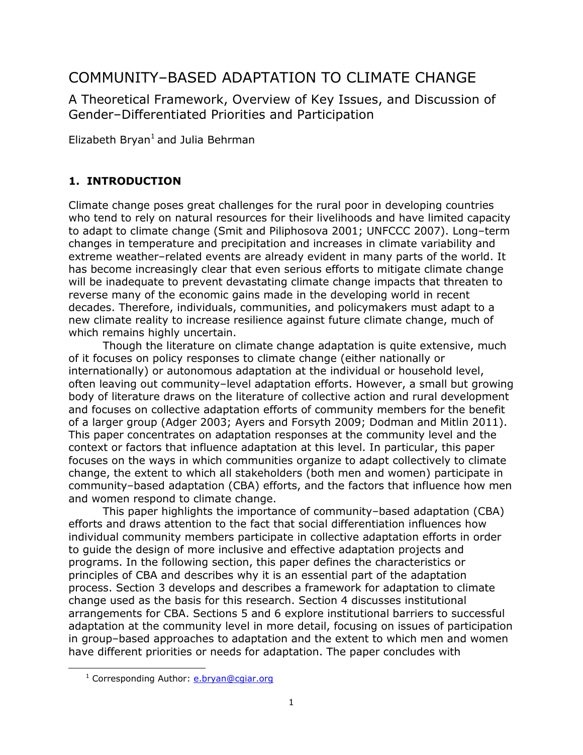# COMMUNITY–BASED ADAPTATION TO CLIMATE CHANGE

## A Theoretical Framework, Overview of Key Issues, and Discussion of Gender–Differentiated Priorities and Participation

Elizabeth Bryan[1] and Julia Behrman

### 1. INTRODUCTION

Climate change poses great challenges for the rural poor in developing countries who tend to rely on natural resources for their livelihoods and have limited capacity to adapt to climate change (Smit and Piliphosova 2001; UNFCCC 2007). Long–term changes in temperature and precipitation and increases in climate variability and extreme weather–related events are already evident in many parts of the world. It has become increasingly clear that even serious efforts to mitigate climate change will be inadequate to prevent devastating climate change impacts that threaten to reverse many of the economic gains made in the developing world in recent decades. Therefore, individuals, communities, and policymakers must adapt to a new climate reality to increase resilience against future climate change, much of which remains highly uncertain.

Though the literature on climate change adaptation is quite extensive, much of it focuses on policy responses to climate change (either nationally or internationally) or autonomous adaptation at the individual or household level, often leaving out community–level adaptation efforts. However, a small but growing body of literature draws on the literature of collective action and rural development and focuses on collective adaptation efforts of community members for the benefit of a larger group (Adger 2003; Ayers and Forsyth 2009; Dodman and Mitlin 2011). This paper concentrates on adaptation responses at the community level and the context or factors that influence adaptation at this level. In particular, this paper focuses on the ways in which communities organize to adapt collectively to climate change, the extent to which all stakeholders (both men and women) participate in community–based adaptation (CBA) efforts, and the factors that influence how men and women respond to climate change.

This paper highlights the importance of community–based adaptation (CBA) efforts and draws attention to the fact that social differentiation influences how individual community members participate in collective adaptation efforts in order to guide the design of more inclusive and effective adaptation projects and programs. In the following section, this paper defines the characteristics or principles of CBA and describes why it is an essential part of the adaptation process. Section 3 develops and describes a framework for adaptation to climate change used as the basis for this research. Section 4 discusses institutional arrangements for CBA. Sections 5 and 6 explore institutional barriers to successful adaptation at the community level in more detail, focusing on issues of participation in group–based approaches to adaptation and the extent to which men and women have different priorities or needs for adaptation. The paper concludes with

[1] Corresponding Author: e.bryan@cgiar.org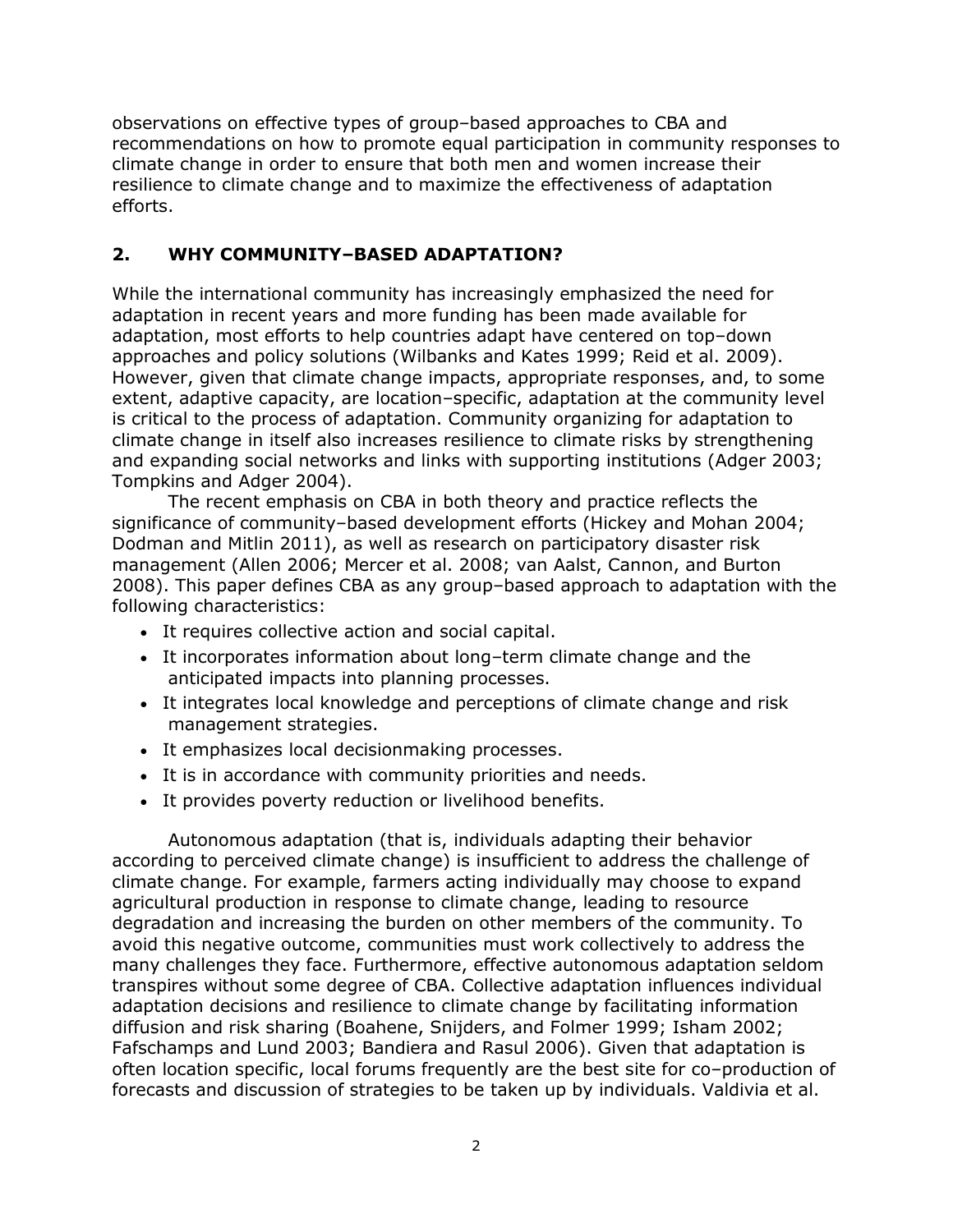observations on effective types of group–based approaches to CBA and recommendations on how to promote equal participation in community responses to climate change in order to ensure that both men and women increase their resilience to climate change and to maximize the effectiveness of adaptation efforts.

## 2. WHY COMMUNITY–BASED ADAPTATION?

While the international community has increasingly emphasized the need for adaptation in recent years and more funding has been made available for adaptation, most efforts to help countries adapt have centered on top–down approaches and policy solutions (Wilbanks and Kates 1999; Reid et al. 2009). However, given that climate change impacts, appropriate responses, and, to some extent, adaptive capacity, are location–specific, adaptation at the community level is critical to the process of adaptation. Community organizing for adaptation to climate change in itself also increases resilience to climate risks by strengthening and expanding social networks and links with supporting institutions (Adger 2003; Tompkins and Adger 2004).

The recent emphasis on CBA in both theory and practice reflects the significance of community–based development efforts (Hickey and Mohan 2004; Dodman and Mitlin 2011), as well as research on participatory disaster risk management (Allen 2006; Mercer et al. 2008; van Aalst, Cannon, and Burton 2008). This paper defines CBA as any group–based approach to adaptation with the following characteristics:

- It requires collective action and social capital.
- It incorporates information about long–term climate change and the anticipated impacts into planning processes.
- It integrates local knowledge and perceptions of climate change and risk management strategies.
- It emphasizes local decisionmaking processes.
- It is in accordance with community priorities and needs.
- It provides poverty reduction or livelihood benefits.

Autonomous adaptation (that is, individuals adapting their behavior according to perceived climate change) is insufficient to address the challenge of climate change. For example, farmers acting individually may choose to expand agricultural production in response to climate change, leading to resource degradation and increasing the burden on other members of the community. To avoid this negative outcome, communities must work collectively to address the many challenges they face. Furthermore, effective autonomous adaptation seldom transpires without some degree of CBA. Collective adaptation influences individual adaptation decisions and resilience to climate change by facilitating information diffusion and risk sharing (Boahene, Snijders, and Folmer 1999; Isham 2002; Fafschamps and Lund 2003; Bandiera and Rasul 2006). Given that adaptation is often location specific, local forums frequently are the best site for co–production of forecasts and discussion of strategies to be taken up by individuals. Valdivia et al.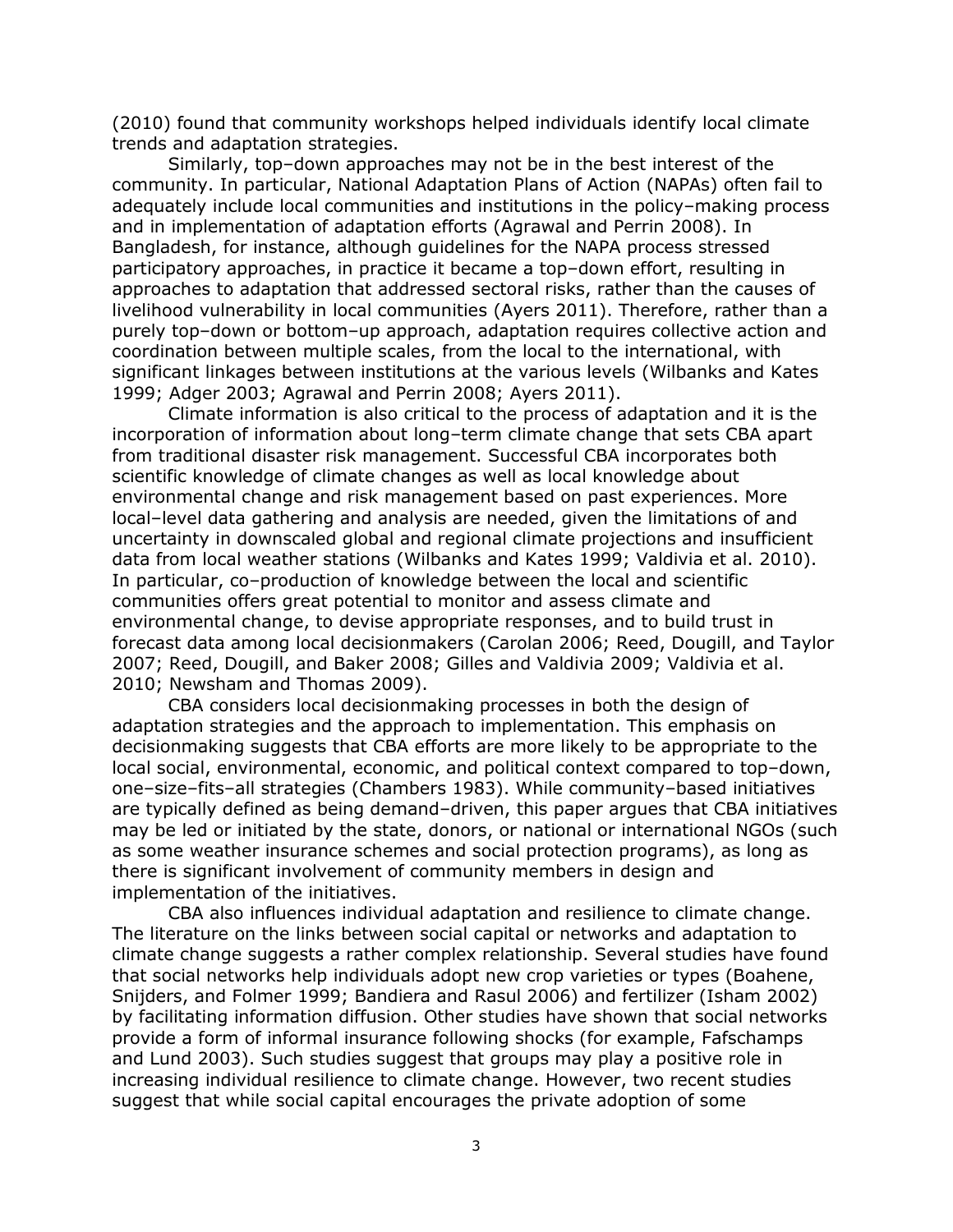(2010) found that community workshops helped individuals identify local climate trends and adaptation strategies.

Similarly, top–down approaches may not be in the best interest of the community. In particular, National Adaptation Plans of Action (NAPAs) often fail to adequately include local communities and institutions in the policy–making process and in implementation of adaptation efforts (Agrawal and Perrin 2008). In Bangladesh, for instance, although guidelines for the NAPA process stressed participatory approaches, in practice it became a top–down effort, resulting in approaches to adaptation that addressed sectoral risks, rather than the causes of livelihood vulnerability in local communities (Ayers 2011). Therefore, rather than a purely top–down or bottom–up approach, adaptation requires collective action and coordination between multiple scales, from the local to the international, with significant linkages between institutions at the various levels (Wilbanks and Kates 1999; Adger 2003; Agrawal and Perrin 2008; Ayers 2011).

Climate information is also critical to the process of adaptation and it is the incorporation of information about long–term climate change that sets CBA apart from traditional disaster risk management. Successful CBA incorporates both scientific knowledge of climate changes as well as local knowledge about environmental change and risk management based on past experiences. More local–level data gathering and analysis are needed, given the limitations of and uncertainty in downscaled global and regional climate projections and insufficient data from local weather stations (Wilbanks and Kates 1999; Valdivia et al. 2010). In particular, co–production of knowledge between the local and scientific communities offers great potential to monitor and assess climate and environmental change, to devise appropriate responses, and to build trust in forecast data among local decisionmakers (Carolan 2006; Reed, Dougill, and Taylor 2007; Reed, Dougill, and Baker 2008; Gilles and Valdivia 2009; Valdivia et al. 2010; Newsham and Thomas 2009).

CBA considers local decisionmaking processes in both the design of adaptation strategies and the approach to implementation. This emphasis on decisionmaking suggests that CBA efforts are more likely to be appropriate to the local social, environmental, economic, and political context compared to top–down, one–size–fits–all strategies (Chambers 1983). While community–based initiatives are typically defined as being demand–driven, this paper argues that CBA initiatives may be led or initiated by the state, donors, or national or international NGOs (such as some weather insurance schemes and social protection programs), as long as there is significant involvement of community members in design and implementation of the initiatives.

CBA also influences individual adaptation and resilience to climate change. The literature on the links between social capital or networks and adaptation to climate change suggests a rather complex relationship. Several studies have found that social networks help individuals adopt new crop varieties or types (Boahene, Snijders, and Folmer 1999; Bandiera and Rasul 2006) and fertilizer (Isham 2002) by facilitating information diffusion. Other studies have shown that social networks provide a form of informal insurance following shocks (for example, Fafschamps and Lund 2003). Such studies suggest that groups may play a positive role in increasing individual resilience to climate change. However, two recent studies suggest that while social capital encourages the private adoption of some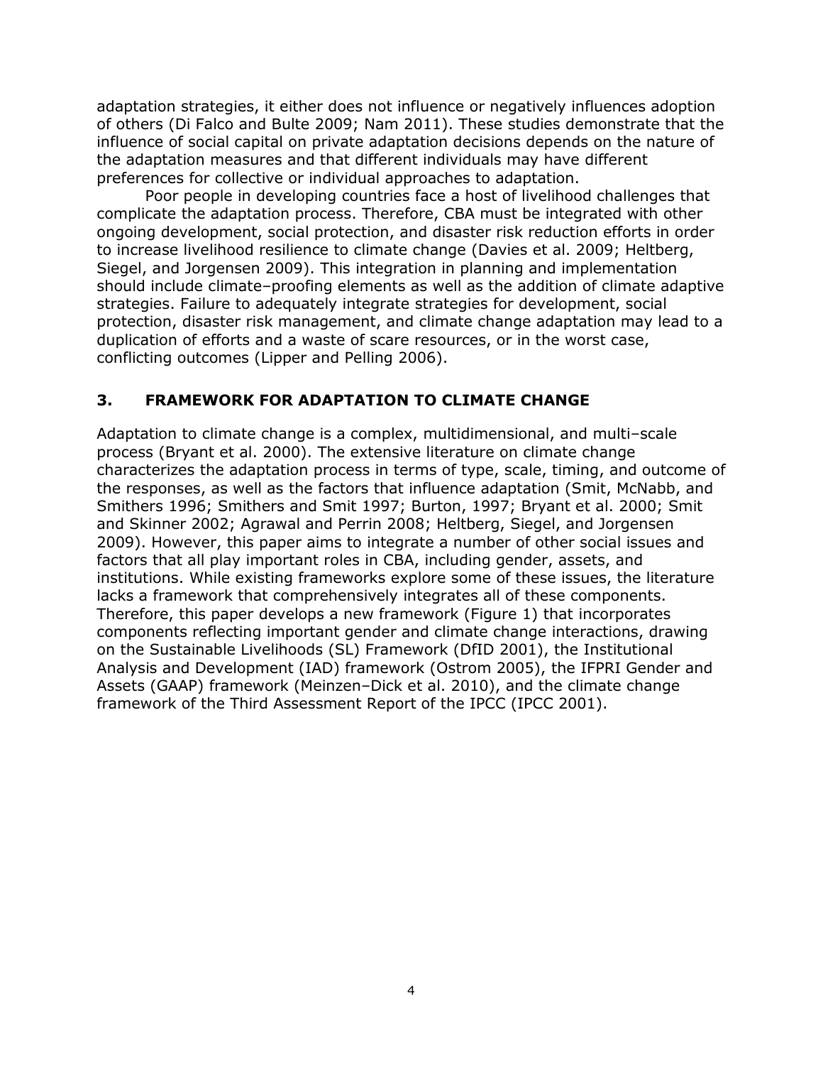adaptation strategies, it either does not influence or negatively influences adoption of others (Di Falco and Bulte 2009; Nam 2011). These studies demonstrate that the influence of social capital on private adaptation decisions depends on the nature of the adaptation measures and that different individuals may have different preferences for collective or individual approaches to adaptation.

Poor people in developing countries face a host of livelihood challenges that complicate the adaptation process. Therefore, CBA must be integrated with other ongoing development, social protection, and disaster risk reduction efforts in order to increase livelihood resilience to climate change (Davies et al. 2009; Heltberg, Siegel, and Jorgensen 2009). This integration in planning and implementation should include climate–proofing elements as well as the addition of climate adaptive strategies. Failure to adequately integrate strategies for development, social protection, disaster risk management, and climate change adaptation may lead to a duplication of efforts and a waste of scare resources, or in the worst case, conflicting outcomes (Lipper and Pelling 2006).

## 3. FRAMEWORK FOR ADAPTATION TO CLIMATE CHANGE

Adaptation to climate change is a complex, multidimensional, and multi–scale process (Bryant et al. 2000). The extensive literature on climate change characterizes the adaptation process in terms of type, scale, timing, and outcome of the responses, as well as the factors that influence adaptation (Smit, McNabb, and Smithers 1996; Smithers and Smit 1997; Burton, 1997; Bryant et al. 2000; Smit and Skinner 2002; Agrawal and Perrin 2008; Heltberg, Siegel, and Jorgensen 2009). However, this paper aims to integrate a number of other social issues and factors that all play important roles in CBA, including gender, assets, and institutions. While existing frameworks explore some of these issues, the literature lacks a framework that comprehensively integrates all of these components. Therefore, this paper develops a new framework (Figure 1) that incorporates components reflecting important gender and climate change interactions, drawing on the Sustainable Livelihoods (SL) Framework (DfID 2001), the Institutional Analysis and Development (IAD) framework (Ostrom 2005), the IFPRI Gender and Assets (GAAP) framework (Meinzen–Dick et al. 2010), and the climate change framework of the Third Assessment Report of the IPCC (IPCC 2001).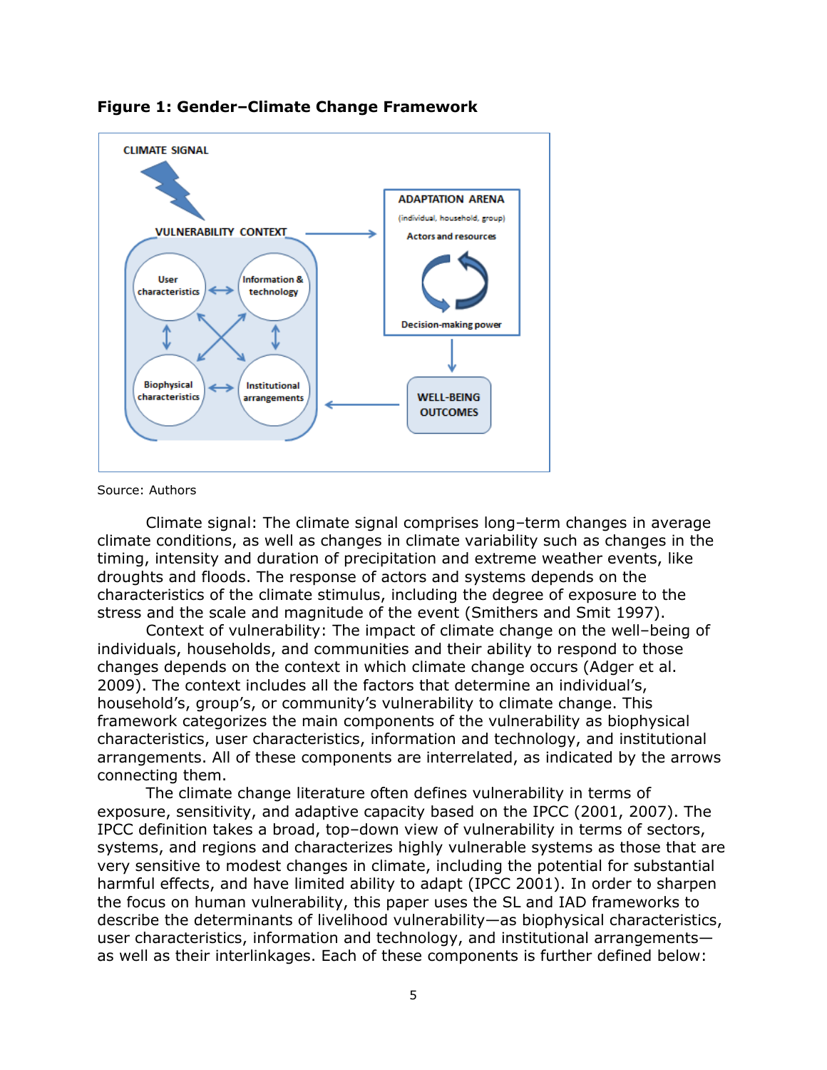**Figure 1: Gender–Climate Change Framework**

Source: Authors

Climate signal: The climate signal comprises long–term changes in average climate conditions, as well as changes in climate variability such as changes in the timing, intensity and duration of precipitation and extreme weather events, like droughts and floods. The response of actors and systems depends on the characteristics of the climate stimulus, including the degree of exposure to the stress and the scale and magnitude of the event (Smithers and Smit 1997).

Context of vulnerability: The impact of climate change on the well–being of individuals, households, and communities and their ability to respond to those changes depends on the context in which climate change occurs (Adger et al. 2009). The context includes all the factors that determine an individual's, household's, group's, or community's vulnerability to climate change. This framework categorizes the main components of the vulnerability as biophysical characteristics, user characteristics, information and technology, and institutional arrangements. All of these components are interrelated, as indicated by the arrows connecting them.

The climate change literature often defines vulnerability in terms of exposure, sensitivity, and adaptive capacity based on the IPCC (2001, 2007). The IPCC definition takes a broad, top–down view of vulnerability in terms of sectors, systems, and regions and characterizes highly vulnerable systems as those that are very sensitive to modest changes in climate, including the potential for substantial harmful effects, and have limited ability to adapt (IPCC 2001). In order to sharpen the focus on human vulnerability, this paper uses the SL and IAD frameworks to describe the determinants of livelihood vulnerability—as biophysical characteristics, user characteristics, information and technology, and institutional arrangements—as well as their interlinkages. Each of these components is further defined below: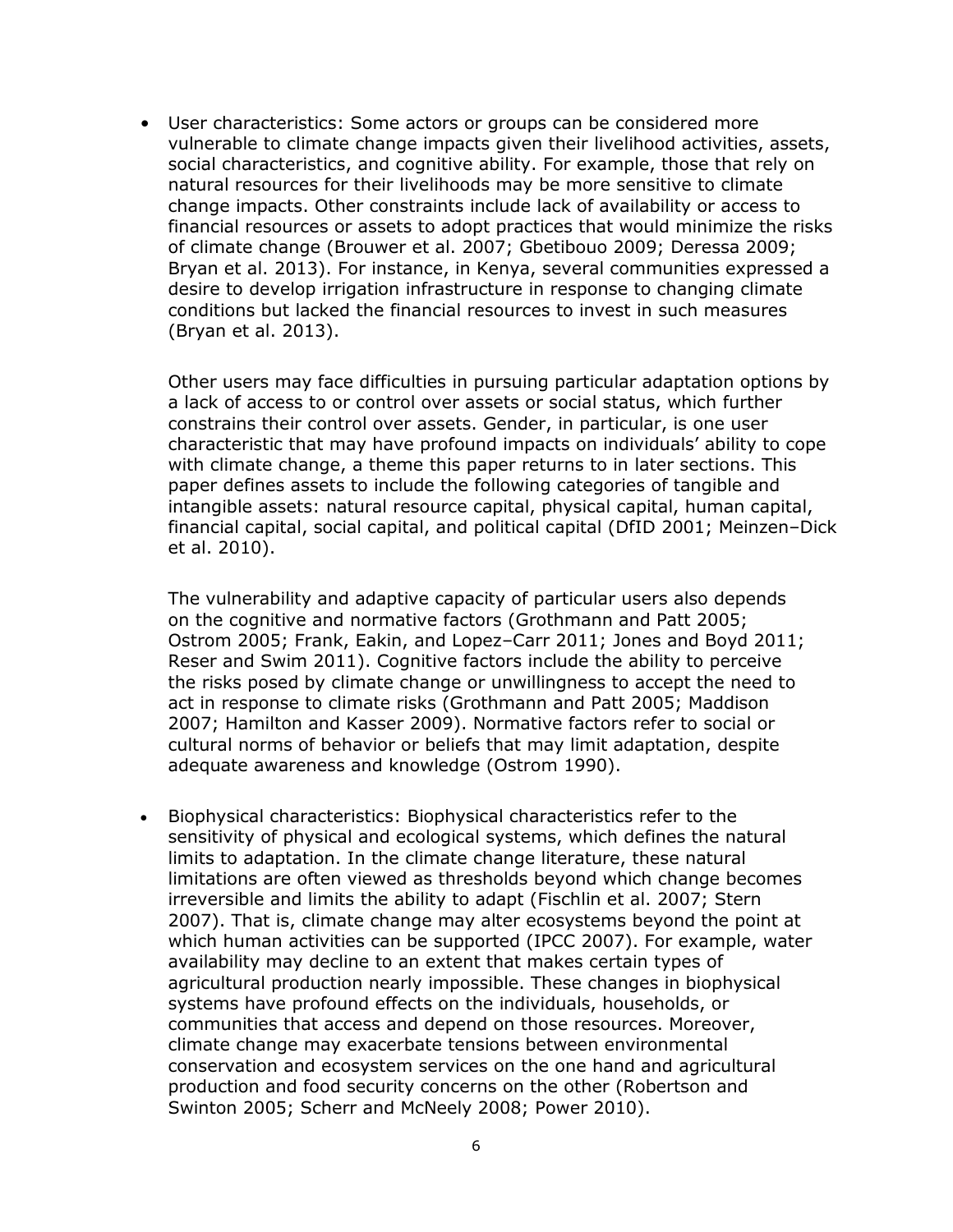- User characteristics: Some actors or groups can be considered more vulnerable to climate change impacts given their livelihood activities, assets, social characteristics, and cognitive ability. For example, those that rely on natural resources for their livelihoods may be more sensitive to climate change impacts. Other constraints include lack of availability or access to financial resources or assets to adopt practices that would minimize the risks of climate change (Brouwer et al. 2007; Gbetibouo 2009; Deressa 2009; Bryan et al. 2013). For instance, in Kenya, several communities expressed a desire to develop irrigation infrastructure in response to changing climate conditions but lacked the financial resources to invest in such measures (Bryan et al. 2013).

  Other users may face difficulties in pursuing particular adaptation options by a lack of access to or control over assets or social status, which further constrains their control over assets. Gender, in particular, is one user characteristic that may have profound impacts on individuals' ability to cope with climate change, a theme this paper returns to in later sections. This paper defines assets to include the following categories of tangible and intangible assets: natural resource capital, physical capital, human capital, financial capital, social capital, and political capital (DfID 2001; Meinzen–Dick et al. 2010).

  The vulnerability and adaptive capacity of particular users also depends on the cognitive and normative factors (Grothmann and Patt 2005; Ostrom 2005; Frank, Eakin, and Lopez–Carr 2011; Jones and Boyd 2011; Reser and Swim 2011). Cognitive factors include the ability to perceive the risks posed by climate change or unwillingness to accept the need to act in response to climate risks (Grothmann and Patt 2005; Maddison 2007; Hamilton and Kasser 2009). Normative factors refer to social or cultural norms of behavior or beliefs that may limit adaptation, despite adequate awareness and knowledge (Ostrom 1990).

- Biophysical characteristics: Biophysical characteristics refer to the sensitivity of physical and ecological systems, which defines the natural limits to adaptation. In the climate change literature, these natural limitations are often viewed as thresholds beyond which change becomes irreversible and limits the ability to adapt (Fischlin et al. 2007; Stern 2007). That is, climate change may alter ecosystems beyond the point at which human activities can be supported (IPCC 2007). For example, water availability may decline to an extent that makes certain types of agricultural production nearly impossible. These changes in biophysical systems have profound effects on the individuals, households, or communities that access and depend on those resources. Moreover, climate change may exacerbate tensions between environmental conservation and ecosystem services on the one hand and agricultural production and food security concerns on the other (Robertson and Swinton 2005; Scherr and McNeely 2008; Power 2010).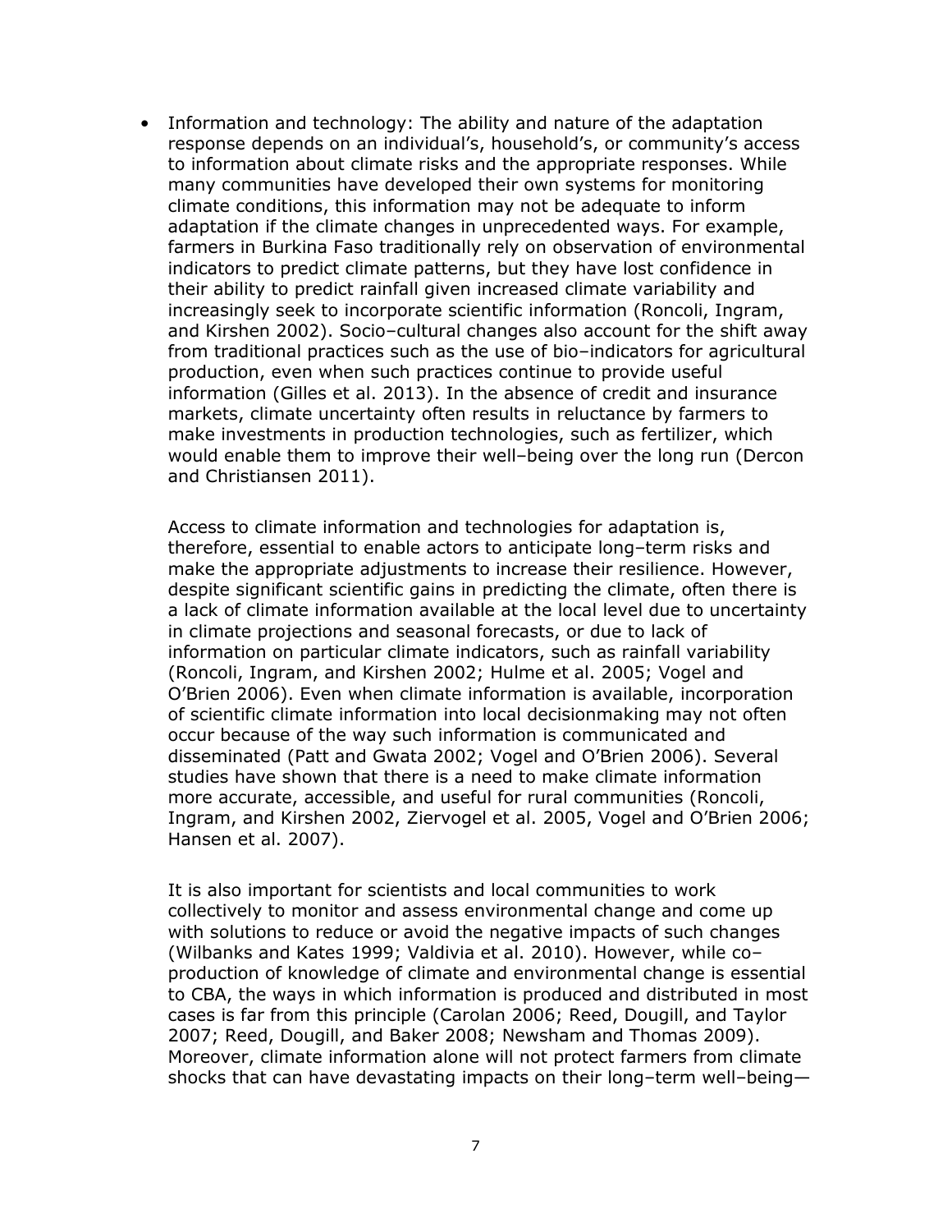- Information and technology: The ability and nature of the adaptation response depends on an individual's, household's, or community's access to information about climate risks and the appropriate responses. While many communities have developed their own systems for monitoring climate conditions, this information may not be adequate to inform adaptation if the climate changes in unprecedented ways. For example, farmers in Burkina Faso traditionally rely on observation of environmental indicators to predict climate patterns, but they have lost confidence in their ability to predict rainfall given increased climate variability and increasingly seek to incorporate scientific information (Roncoli, Ingram, and Kirshen 2002). Socio–cultural changes also account for the shift away from traditional practices such as the use of bio–indicators for agricultural production, even when such practices continue to provide useful information (Gilles et al. 2013). In the absence of credit and insurance markets, climate uncertainty often results in reluctance by farmers to make investments in production technologies, such as fertilizer, which would enable them to improve their well–being over the long run (Dercon and Christiansen 2011).

  Access to climate information and technologies for adaptation is, therefore, essential to enable actors to anticipate long–term risks and make the appropriate adjustments to increase their resilience. However, despite significant scientific gains in predicting the climate, often there is a lack of climate information available at the local level due to uncertainty in climate projections and seasonal forecasts, or due to lack of information on particular climate indicators, such as rainfall variability (Roncoli, Ingram, and Kirshen 2002; Hulme et al. 2005; Vogel and O'Brien 2006). Even when climate information is available, incorporation of scientific climate information into local decisionmaking may not often occur because of the way such information is communicated and disseminated (Patt and Gwata 2002; Vogel and O'Brien 2006). Several studies have shown that there is a need to make climate information more accurate, accessible, and useful for rural communities (Roncoli, Ingram, and Kirshen 2002, Ziervogel et al. 2005, Vogel and O'Brien 2006; Hansen et al. 2007).

  It is also important for scientists and local communities to work collectively to monitor and assess environmental change and come up with solutions to reduce or avoid the negative impacts of such changes (Wilbanks and Kates 1999; Valdivia et al. 2010). However, while co–production of knowledge of climate and environmental change is essential to CBA, the ways in which information is produced and distributed in most cases is far from this principle (Carolan 2006; Reed, Dougill, and Taylor 2007; Reed, Dougill, and Baker 2008; Newsham and Thomas 2009). Moreover, climate information alone will not protect farmers from climate shocks that can have devastating impacts on their long–term well–being—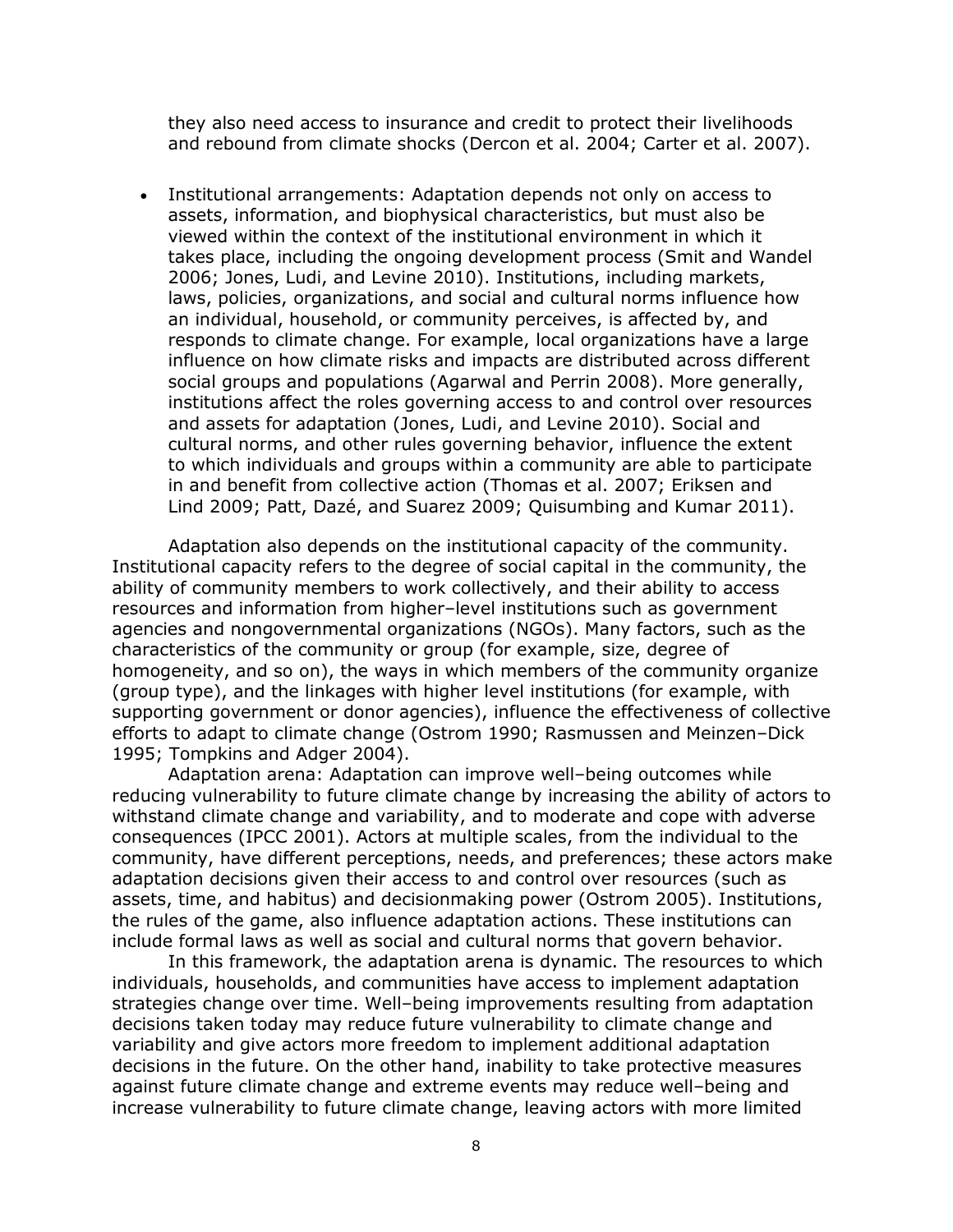they also need access to insurance and credit to protect their livelihoods and rebound from climate shocks (Dercon et al. 2004; Carter et al. 2007).

- Institutional arrangements: Adaptation depends not only on access to assets, information, and biophysical characteristics, but must also be viewed within the context of the institutional environment in which it takes place, including the ongoing development process (Smit and Wandel 2006; Jones, Ludi, and Levine 2010). Institutions, including markets, laws, policies, organizations, and social and cultural norms influence how an individual, household, or community perceives, is affected by, and responds to climate change. For example, local organizations have a large influence on how climate risks and impacts are distributed across different social groups and populations (Agarwal and Perrin 2008). More generally, institutions affect the roles governing access to and control over resources and assets for adaptation (Jones, Ludi, and Levine 2010). Social and cultural norms, and other rules governing behavior, influence the extent to which individuals and groups within a community are able to participate in and benefit from collective action (Thomas et al. 2007; Eriksen and Lind 2009; Patt, Dazé, and Suarez 2009; Quisumbing and Kumar 2011).

Adaptation also depends on the institutional capacity of the community. Institutional capacity refers to the degree of social capital in the community, the ability of community members to work collectively, and their ability to access resources and information from higher–level institutions such as government agencies and nongovernmental organizations (NGOs). Many factors, such as the characteristics of the community or group (for example, size, degree of homogeneity, and so on), the ways in which members of the community organize (group type), and the linkages with higher level institutions (for example, with supporting government or donor agencies), influence the effectiveness of collective efforts to adapt to climate change (Ostrom 1990; Rasmussen and Meinzen–Dick 1995; Tompkins and Adger 2004).

Adaptation arena: Adaptation can improve well–being outcomes while reducing vulnerability to future climate change by increasing the ability of actors to withstand climate change and variability, and to moderate and cope with adverse consequences (IPCC 2001). Actors at multiple scales, from the individual to the community, have different perceptions, needs, and preferences; these actors make adaptation decisions given their access to and control over resources (such as assets, time, and habitus) and decisionmaking power (Ostrom 2005). Institutions, the rules of the game, also influence adaptation actions. These institutions can include formal laws as well as social and cultural norms that govern behavior.

In this framework, the adaptation arena is dynamic. The resources to which individuals, households, and communities have access to implement adaptation strategies change over time. Well–being improvements resulting from adaptation decisions taken today may reduce future vulnerability to climate change and variability and give actors more freedom to implement additional adaptation decisions in the future. On the other hand, inability to take protective measures against future climate change and extreme events may reduce well–being and increase vulnerability to future climate change, leaving actors with more limited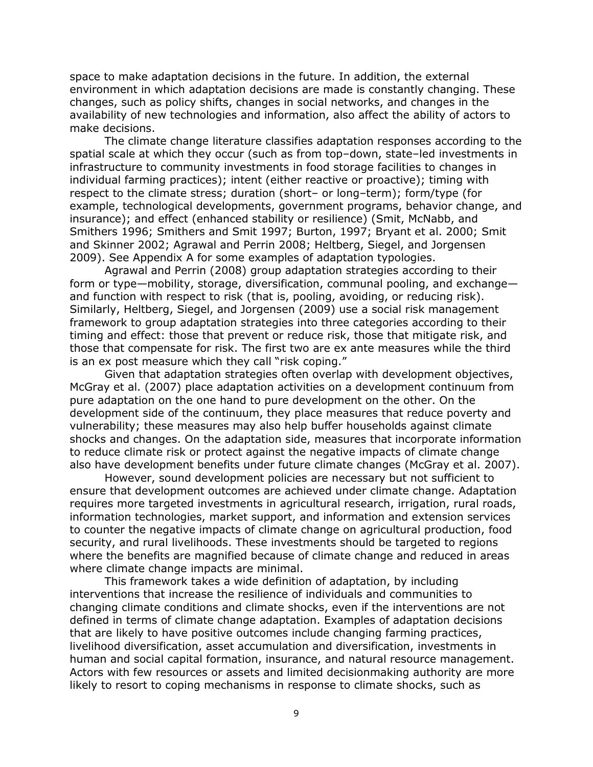space to make adaptation decisions in the future. In addition, the external environment in which adaptation decisions are made is constantly changing. These changes, such as policy shifts, changes in social networks, and changes in the availability of new technologies and information, also affect the ability of actors to make decisions.

The climate change literature classifies adaptation responses according to the spatial scale at which they occur (such as from top–down, state–led investments in infrastructure to community investments in food storage facilities to changes in individual farming practices); intent (either reactive or proactive); timing with respect to the climate stress; duration (short– or long–term); form/type (for example, technological developments, government programs, behavior change, and insurance); and effect (enhanced stability or resilience) (Smit, McNabb, and Smithers 1996; Smithers and Smit 1997; Burton, 1997; Bryant et al. 2000; Smit and Skinner 2002; Agrawal and Perrin 2008; Heltberg, Siegel, and Jorgensen 2009). See Appendix A for some examples of adaptation typologies.

Agrawal and Perrin (2008) group adaptation strategies according to their form or type—mobility, storage, diversification, communal pooling, and exchange—and function with respect to risk (that is, pooling, avoiding, or reducing risk). Similarly, Heltberg, Siegel, and Jorgensen (2009) use a social risk management framework to group adaptation strategies into three categories according to their timing and effect: those that prevent or reduce risk, those that mitigate risk, and those that compensate for risk. The first two are ex ante measures while the third is an ex post measure which they call "risk coping."

Given that adaptation strategies often overlap with development objectives, McGray et al. (2007) place adaptation activities on a development continuum from pure adaptation on the one hand to pure development on the other. On the development side of the continuum, they place measures that reduce poverty and vulnerability; these measures may also help buffer households against climate shocks and changes. On the adaptation side, measures that incorporate information to reduce climate risk or protect against the negative impacts of climate change also have development benefits under future climate changes (McGray et al. 2007).

However, sound development policies are necessary but not sufficient to ensure that development outcomes are achieved under climate change. Adaptation requires more targeted investments in agricultural research, irrigation, rural roads, information technologies, market support, and information and extension services to counter the negative impacts of climate change on agricultural production, food security, and rural livelihoods. These investments should be targeted to regions where the benefits are magnified because of climate change and reduced in areas where climate change impacts are minimal.

This framework takes a wide definition of adaptation, by including interventions that increase the resilience of individuals and communities to changing climate conditions and climate shocks, even if the interventions are not defined in terms of climate change adaptation. Examples of adaptation decisions that are likely to have positive outcomes include changing farming practices, livelihood diversification, asset accumulation and diversification, investments in human and social capital formation, insurance, and natural resource management. Actors with few resources or assets and limited decisionmaking authority are more likely to resort to coping mechanisms in response to climate shocks, such as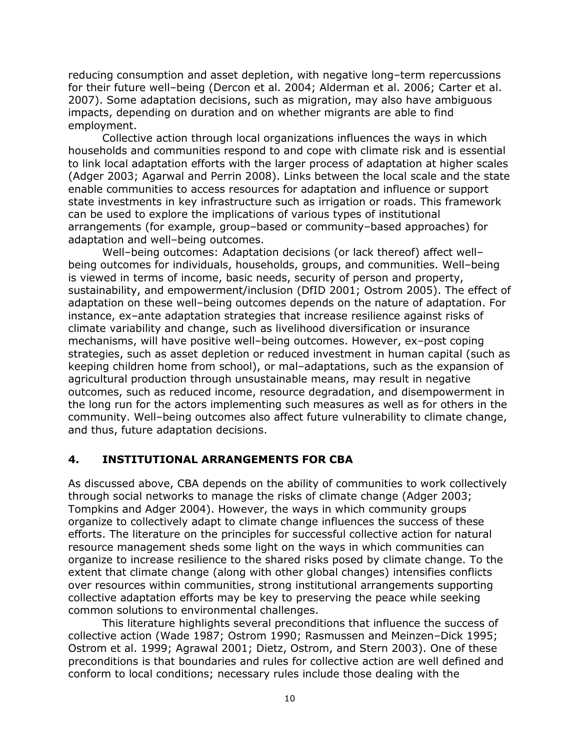reducing consumption and asset depletion, with negative long–term repercussions for their future well–being (Dercon et al. 2004; Alderman et al. 2006; Carter et al. 2007). Some adaptation decisions, such as migration, may also have ambiguous impacts, depending on duration and on whether migrants are able to find employment.

Collective action through local organizations influences the ways in which households and communities respond to and cope with climate risk and is essential to link local adaptation efforts with the larger process of adaptation at higher scales (Adger 2003; Agarwal and Perrin 2008). Links between the local scale and the state enable communities to access resources for adaptation and influence or support state investments in key infrastructure such as irrigation or roads. This framework can be used to explore the implications of various types of institutional arrangements (for example, group–based or community–based approaches) for adaptation and well–being outcomes.

Well–being outcomes: Adaptation decisions (or lack thereof) affect well–being outcomes for individuals, households, groups, and communities. Well–being is viewed in terms of income, basic needs, security of person and property, sustainability, and empowerment/inclusion (DfID 2001; Ostrom 2005). The effect of adaptation on these well–being outcomes depends on the nature of adaptation. For instance, ex–ante adaptation strategies that increase resilience against risks of climate variability and change, such as livelihood diversification or insurance mechanisms, will have positive well–being outcomes. However, ex–post coping strategies, such as asset depletion or reduced investment in human capital (such as keeping children home from school), or mal–adaptations, such as the expansion of agricultural production through unsustainable means, may result in negative outcomes, such as reduced income, resource degradation, and disempowerment in the long run for the actors implementing such measures as well as for others in the community. Well–being outcomes also affect future vulnerability to climate change, and thus, future adaptation decisions.

## 4. INSTITUTIONAL ARRANGEMENTS FOR CBA

As discussed above, CBA depends on the ability of communities to work collectively through social networks to manage the risks of climate change (Adger 2003; Tompkins and Adger 2004). However, the ways in which community groups organize to collectively adapt to climate change influences the success of these efforts. The literature on the principles for successful collective action for natural resource management sheds some light on the ways in which communities can organize to increase resilience to the shared risks posed by climate change. To the extent that climate change (along with other global changes) intensifies conflicts over resources within communities, strong institutional arrangements supporting collective adaptation efforts may be key to preserving the peace while seeking common solutions to environmental challenges.

This literature highlights several preconditions that influence the success of collective action (Wade 1987; Ostrom 1990; Rasmussen and Meinzen–Dick 1995; Ostrom et al. 1999; Agrawal 2001; Dietz, Ostrom, and Stern 2003). One of these preconditions is that boundaries and rules for collective action are well defined and conform to local conditions; necessary rules include those dealing with the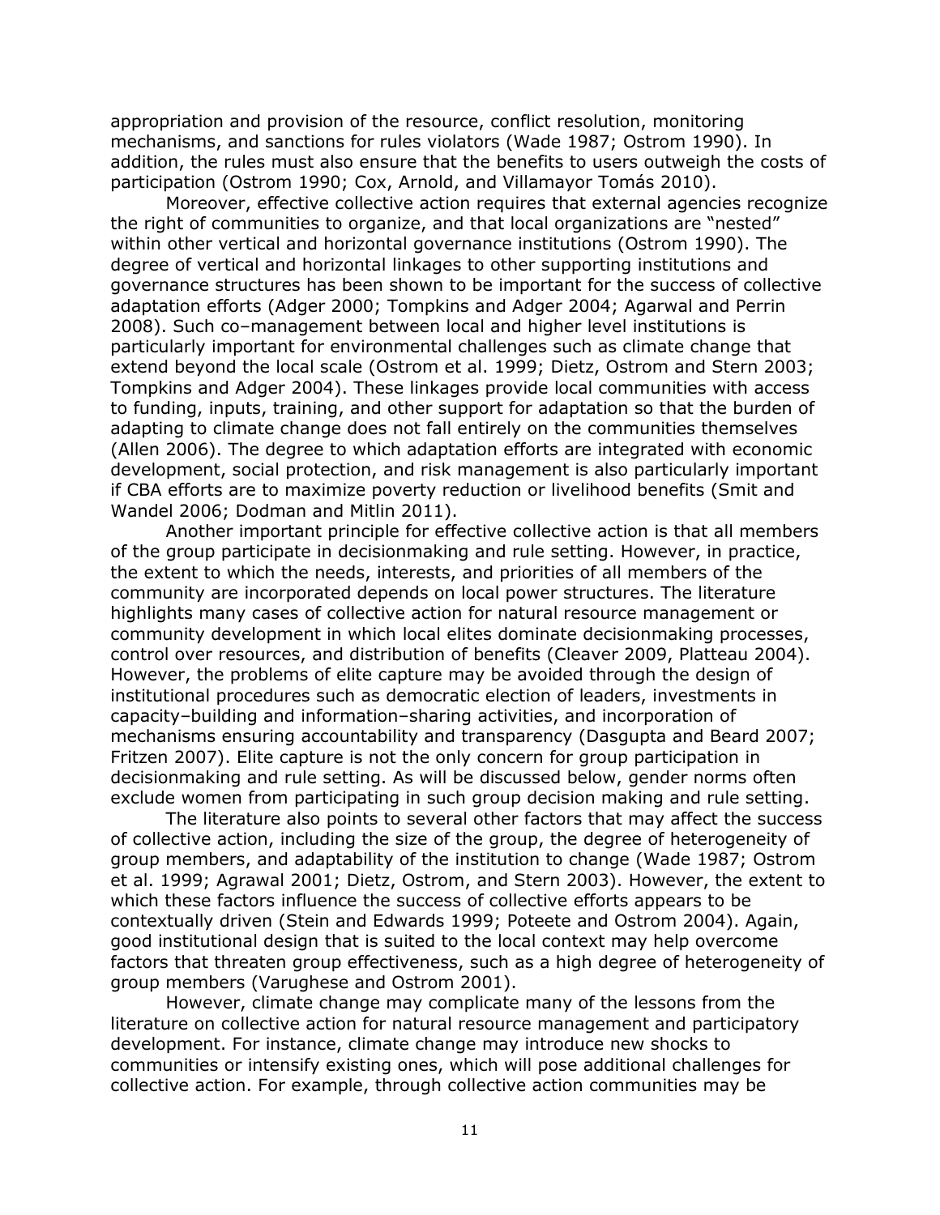appropriation and provision of the resource, conflict resolution, monitoring mechanisms, and sanctions for rules violators (Wade 1987; Ostrom 1990). In addition, the rules must also ensure that the benefits to users outweigh the costs of participation (Ostrom 1990; Cox, Arnold, and Villamayor Tomás 2010).

Moreover, effective collective action requires that external agencies recognize the right of communities to organize, and that local organizations are "nested" within other vertical and horizontal governance institutions (Ostrom 1990). The degree of vertical and horizontal linkages to other supporting institutions and governance structures has been shown to be important for the success of collective adaptation efforts (Adger 2000; Tompkins and Adger 2004; Agarwal and Perrin 2008). Such co–management between local and higher level institutions is particularly important for environmental challenges such as climate change that extend beyond the local scale (Ostrom et al. 1999; Dietz, Ostrom and Stern 2003; Tompkins and Adger 2004). These linkages provide local communities with access to funding, inputs, training, and other support for adaptation so that the burden of adapting to climate change does not fall entirely on the communities themselves (Allen 2006). The degree to which adaptation efforts are integrated with economic development, social protection, and risk management is also particularly important if CBA efforts are to maximize poverty reduction or livelihood benefits (Smit and Wandel 2006; Dodman and Mitlin 2011).

Another important principle for effective collective action is that all members of the group participate in decisionmaking and rule setting. However, in practice, the extent to which the needs, interests, and priorities of all members of the community are incorporated depends on local power structures. The literature highlights many cases of collective action for natural resource management or community development in which local elites dominate decisionmaking processes, control over resources, and distribution of benefits (Cleaver 2009, Platteau 2004). However, the problems of elite capture may be avoided through the design of institutional procedures such as democratic election of leaders, investments in capacity–building and information–sharing activities, and incorporation of mechanisms ensuring accountability and transparency (Dasgupta and Beard 2007; Fritzen 2007). Elite capture is not the only concern for group participation in decisionmaking and rule setting. As will be discussed below, gender norms often exclude women from participating in such group decision making and rule setting.

The literature also points to several other factors that may affect the success of collective action, including the size of the group, the degree of heterogeneity of group members, and adaptability of the institution to change (Wade 1987; Ostrom et al. 1999; Agrawal 2001; Dietz, Ostrom, and Stern 2003). However, the extent to which these factors influence the success of collective efforts appears to be contextually driven (Stein and Edwards 1999; Poteete and Ostrom 2004). Again, good institutional design that is suited to the local context may help overcome factors that threaten group effectiveness, such as a high degree of heterogeneity of group members (Varughese and Ostrom 2001).

However, climate change may complicate many of the lessons from the literature on collective action for natural resource management and participatory development. For instance, climate change may introduce new shocks to communities or intensify existing ones, which will pose additional challenges for collective action. For example, through collective action communities may be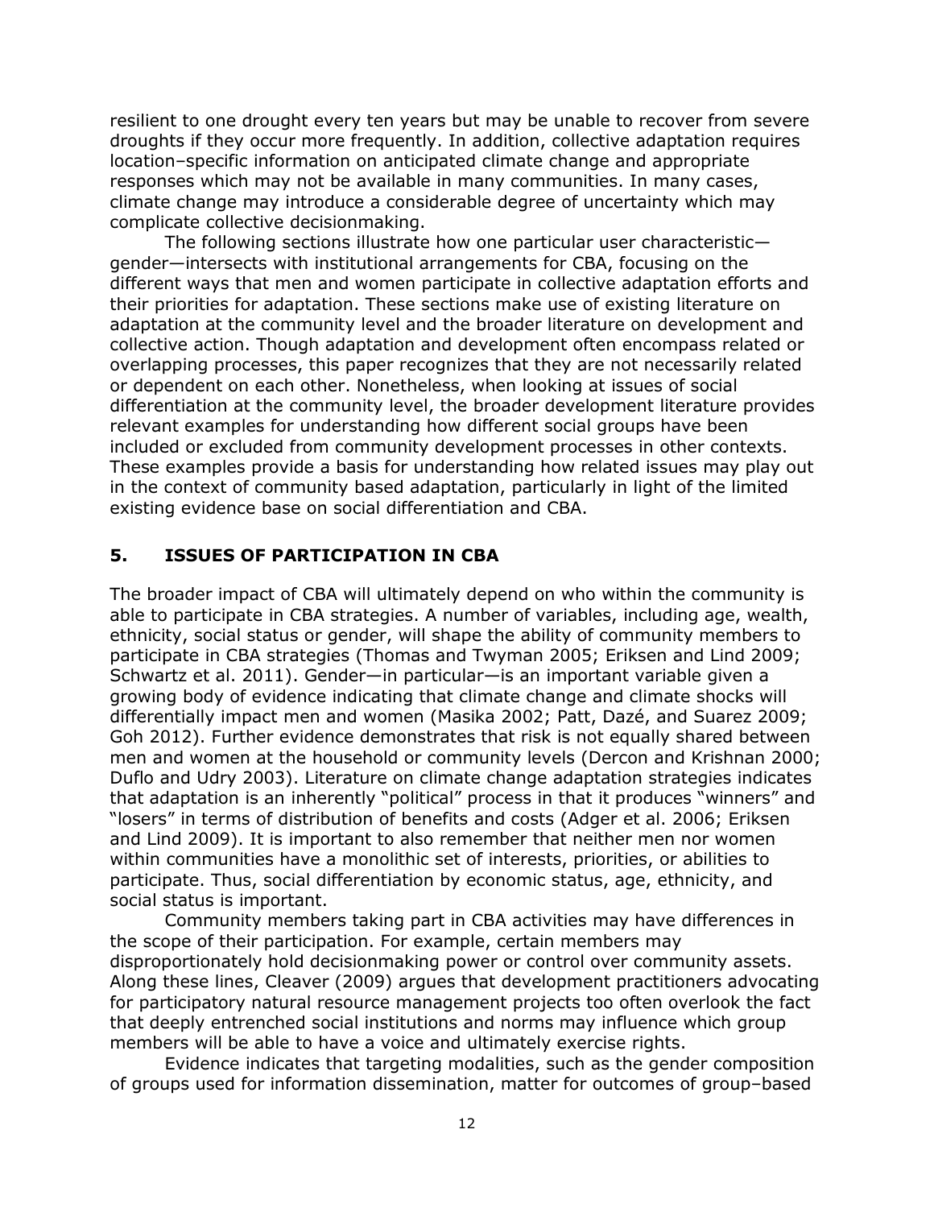resilient to one drought every ten years but may be unable to recover from severe droughts if they occur more frequently. In addition, collective adaptation requires location–specific information on anticipated climate change and appropriate responses which may not be available in many communities. In many cases, climate change may introduce a considerable degree of uncertainty which may complicate collective decisionmaking.

The following sections illustrate how one particular user characteristic—gender—intersects with institutional arrangements for CBA, focusing on the different ways that men and women participate in collective adaptation efforts and their priorities for adaptation. These sections make use of existing literature on adaptation at the community level and the broader literature on development and collective action. Though adaptation and development often encompass related or overlapping processes, this paper recognizes that they are not necessarily related or dependent on each other. Nonetheless, when looking at issues of social differentiation at the community level, the broader development literature provides relevant examples for understanding how different social groups have been included or excluded from community development processes in other contexts. These examples provide a basis for understanding how related issues may play out in the context of community based adaptation, particularly in light of the limited existing evidence base on social differentiation and CBA.

## 5. ISSUES OF PARTICIPATION IN CBA

The broader impact of CBA will ultimately depend on who within the community is able to participate in CBA strategies. A number of variables, including age, wealth, ethnicity, social status or gender, will shape the ability of community members to participate in CBA strategies (Thomas and Twyman 2005; Eriksen and Lind 2009; Schwartz et al. 2011). Gender—in particular—is an important variable given a growing body of evidence indicating that climate change and climate shocks will differentially impact men and women (Masika 2002; Patt, Dazé, and Suarez 2009; Goh 2012). Further evidence demonstrates that risk is not equally shared between men and women at the household or community levels (Dercon and Krishnan 2000; Duflo and Udry 2003). Literature on climate change adaptation strategies indicates that adaptation is an inherently "political" process in that it produces "winners" and "losers" in terms of distribution of benefits and costs (Adger et al. 2006; Eriksen and Lind 2009). It is important to also remember that neither men nor women within communities have a monolithic set of interests, priorities, or abilities to participate. Thus, social differentiation by economic status, age, ethnicity, and social status is important.

Community members taking part in CBA activities may have differences in the scope of their participation. For example, certain members may disproportionately hold decisionmaking power or control over community assets. Along these lines, Cleaver (2009) argues that development practitioners advocating for participatory natural resource management projects too often overlook the fact that deeply entrenched social institutions and norms may influence which group members will be able to have a voice and ultimately exercise rights.

Evidence indicates that targeting modalities, such as the gender composition of groups used for information dissemination, matter for outcomes of group–based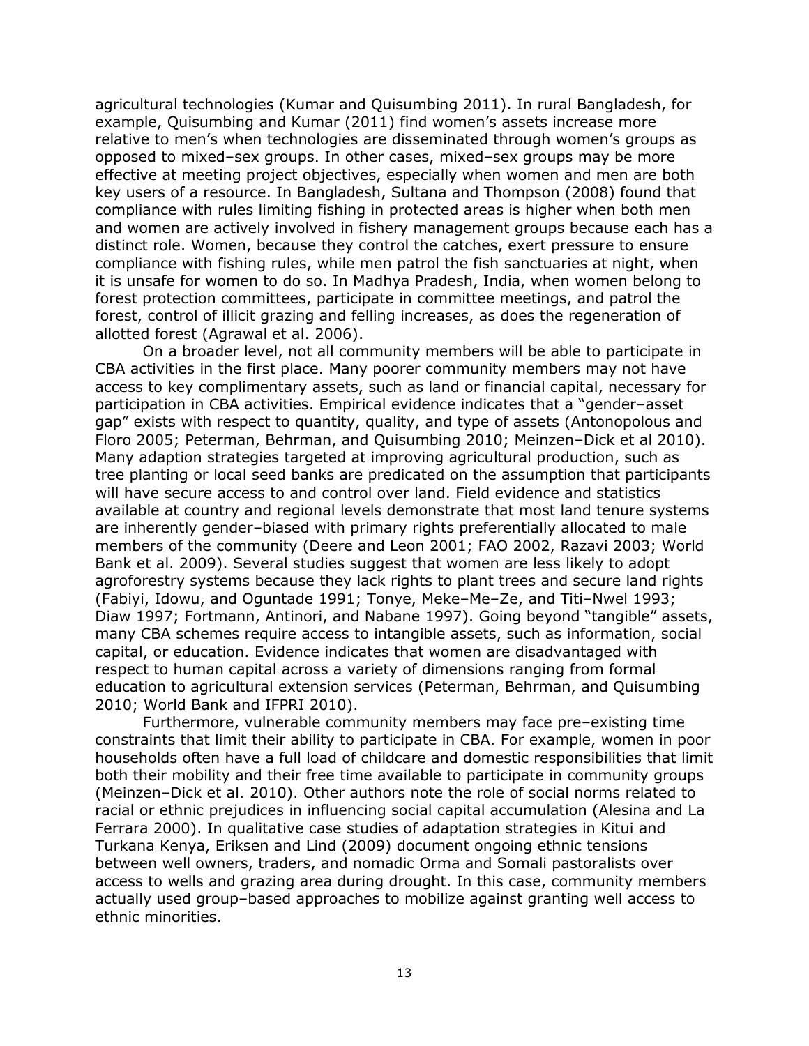agricultural technologies (Kumar and Quisumbing 2011). In rural Bangladesh, for example, Quisumbing and Kumar (2011) find women's assets increase more relative to men's when technologies are disseminated through women's groups as opposed to mixed–sex groups. In other cases, mixed–sex groups may be more effective at meeting project objectives, especially when women and men are both key users of a resource. In Bangladesh, Sultana and Thompson (2008) found that compliance with rules limiting fishing in protected areas is higher when both men and women are actively involved in fishery management groups because each has a distinct role. Women, because they control the catches, exert pressure to ensure compliance with fishing rules, while men patrol the fish sanctuaries at night, when it is unsafe for women to do so. In Madhya Pradesh, India, when women belong to forest protection committees, participate in committee meetings, and patrol the forest, control of illicit grazing and felling increases, as does the regeneration of allotted forest (Agrawal et al. 2006).

On a broader level, not all community members will be able to participate in CBA activities in the first place. Many poorer community members may not have access to key complimentary assets, such as land or financial capital, necessary for participation in CBA activities. Empirical evidence indicates that a "gender–asset gap" exists with respect to quantity, quality, and type of assets (Antonopolous and Floro 2005; Peterman, Behrman, and Quisumbing 2010; Meinzen–Dick et al 2010). Many adaption strategies targeted at improving agricultural production, such as tree planting or local seed banks are predicated on the assumption that participants will have secure access to and control over land. Field evidence and statistics available at country and regional levels demonstrate that most land tenure systems are inherently gender–biased with primary rights preferentially allocated to male members of the community (Deere and Leon 2001; FAO 2002, Razavi 2003; World Bank et al. 2009). Several studies suggest that women are less likely to adopt agroforestry systems because they lack rights to plant trees and secure land rights (Fabiyi, Idowu, and Oguntade 1991; Tonye, Meke–Me–Ze, and Titi–Nwel 1993; Diaw 1997; Fortmann, Antinori, and Nabane 1997). Going beyond "tangible" assets, many CBA schemes require access to intangible assets, such as information, social capital, or education. Evidence indicates that women are disadvantaged with respect to human capital across a variety of dimensions ranging from formal education to agricultural extension services (Peterman, Behrman, and Quisumbing 2010; World Bank and IFPRI 2010).

Furthermore, vulnerable community members may face pre–existing time constraints that limit their ability to participate in CBA. For example, women in poor households often have a full load of childcare and domestic responsibilities that limit both their mobility and their free time available to participate in community groups (Meinzen–Dick et al. 2010). Other authors note the role of social norms related to racial or ethnic prejudices in influencing social capital accumulation (Alesina and La Ferrara 2000). In qualitative case studies of adaptation strategies in Kitui and Turkana Kenya, Eriksen and Lind (2009) document ongoing ethnic tensions between well owners, traders, and nomadic Orma and Somali pastoralists over access to wells and grazing area during drought. In this case, community members actually used group–based approaches to mobilize against granting well access to ethnic minorities.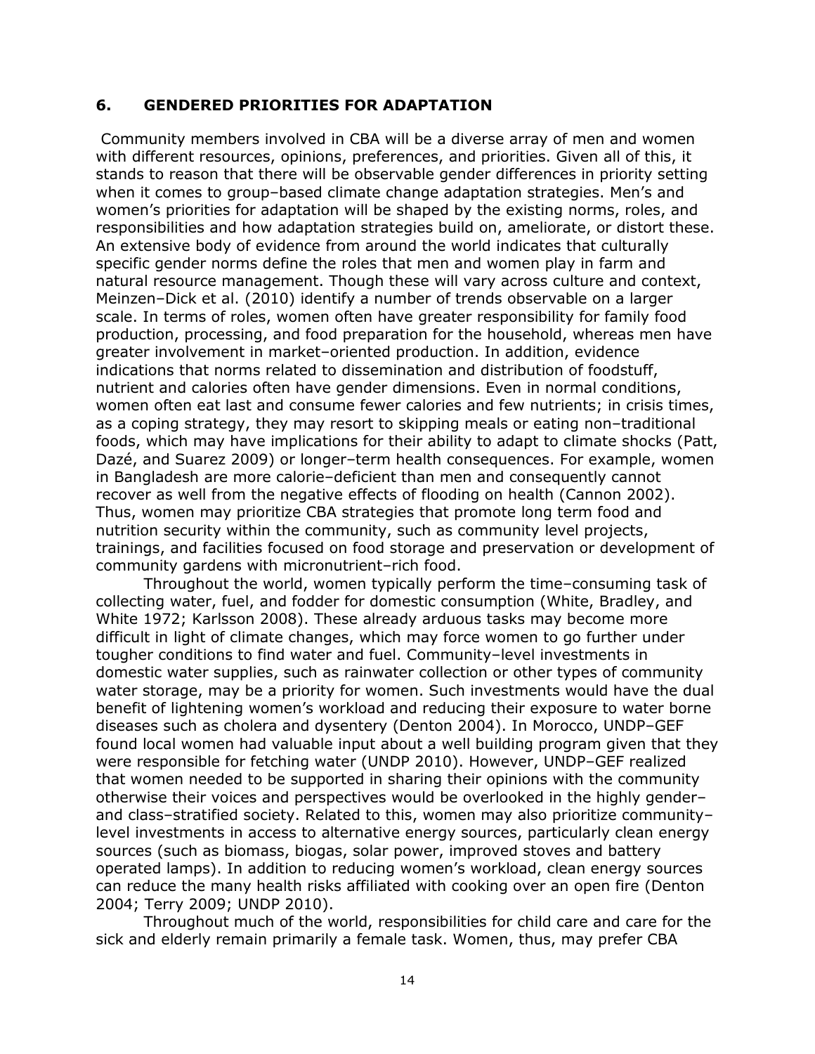## 6. GENDERED PRIORITIES FOR ADAPTATION

Community members involved in CBA will be a diverse array of men and women with different resources, opinions, preferences, and priorities. Given all of this, it stands to reason that there will be observable gender differences in priority setting when it comes to group–based climate change adaptation strategies. Men's and women's priorities for adaptation will be shaped by the existing norms, roles, and responsibilities and how adaptation strategies build on, ameliorate, or distort these. An extensive body of evidence from around the world indicates that culturally specific gender norms define the roles that men and women play in farm and natural resource management. Though these will vary across culture and context, Meinzen–Dick et al. (2010) identify a number of trends observable on a larger scale. In terms of roles, women often have greater responsibility for family food production, processing, and food preparation for the household, whereas men have greater involvement in market–oriented production. In addition, evidence indications that norms related to dissemination and distribution of foodstuff, nutrient and calories often have gender dimensions. Even in normal conditions, women often eat last and consume fewer calories and few nutrients; in crisis times, as a coping strategy, they may resort to skipping meals or eating non–traditional foods, which may have implications for their ability to adapt to climate shocks (Patt, Dazé, and Suarez 2009) or longer–term health consequences. For example, women in Bangladesh are more calorie–deficient than men and consequently cannot recover as well from the negative effects of flooding on health (Cannon 2002). Thus, women may prioritize CBA strategies that promote long term food and nutrition security within the community, such as community level projects, trainings, and facilities focused on food storage and preservation or development of community gardens with micronutrient–rich food.

Throughout the world, women typically perform the time–consuming task of collecting water, fuel, and fodder for domestic consumption (White, Bradley, and White 1972; Karlsson 2008). These already arduous tasks may become more difficult in light of climate changes, which may force women to go further under tougher conditions to find water and fuel. Community–level investments in domestic water supplies, such as rainwater collection or other types of community water storage, may be a priority for women. Such investments would have the dual benefit of lightening women's workload and reducing their exposure to water borne diseases such as cholera and dysentery (Denton 2004). In Morocco, UNDP–GEF found local women had valuable input about a well building program given that they were responsible for fetching water (UNDP 2010). However, UNDP–GEF realized that women needed to be supported in sharing their opinions with the community otherwise their voices and perspectives would be overlooked in the highly gender– and class–stratified society. Related to this, women may also prioritize community–level investments in access to alternative energy sources, particularly clean energy sources (such as biomass, biogas, solar power, improved stoves and battery operated lamps). In addition to reducing women's workload, clean energy sources can reduce the many health risks affiliated with cooking over an open fire (Denton 2004; Terry 2009; UNDP 2010).

Throughout much of the world, responsibilities for child care and care for the sick and elderly remain primarily a female task. Women, thus, may prefer CBA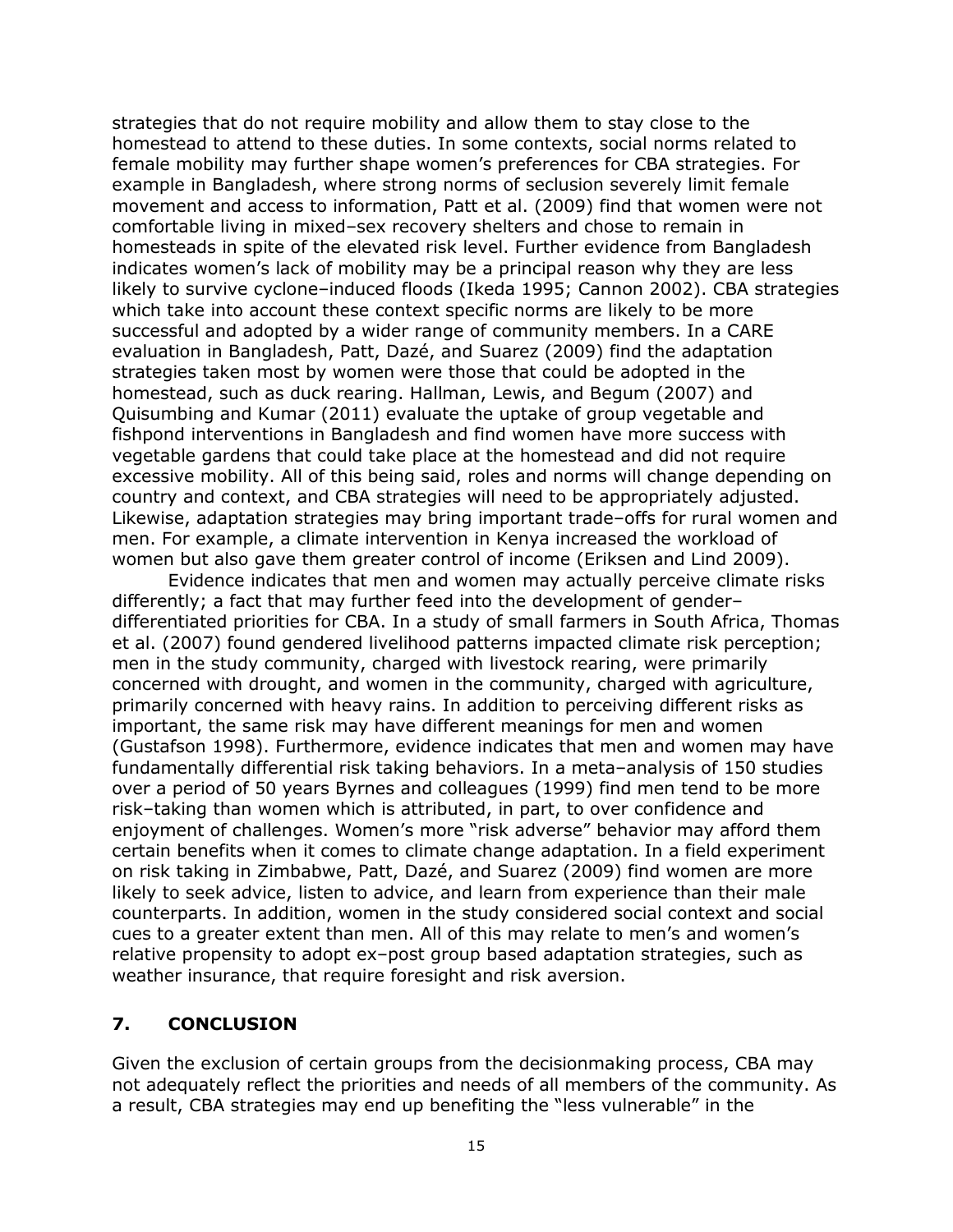strategies that do not require mobility and allow them to stay close to the homestead to attend to these duties. In some contexts, social norms related to female mobility may further shape women's preferences for CBA strategies. For example in Bangladesh, where strong norms of seclusion severely limit female movement and access to information, Patt et al. (2009) find that women were not comfortable living in mixed–sex recovery shelters and chose to remain in homesteads in spite of the elevated risk level. Further evidence from Bangladesh indicates women's lack of mobility may be a principal reason why they are less likely to survive cyclone–induced floods (Ikeda 1995; Cannon 2002). CBA strategies which take into account these context specific norms are likely to be more successful and adopted by a wider range of community members. In a CARE evaluation in Bangladesh, Patt, Dazé, and Suarez (2009) find the adaptation strategies taken most by women were those that could be adopted in the homestead, such as duck rearing. Hallman, Lewis, and Begum (2007) and Quisumbing and Kumar (2011) evaluate the uptake of group vegetable and fishpond interventions in Bangladesh and find women have more success with vegetable gardens that could take place at the homestead and did not require excessive mobility. All of this being said, roles and norms will change depending on country and context, and CBA strategies will need to be appropriately adjusted. Likewise, adaptation strategies may bring important trade–offs for rural women and men. For example, a climate intervention in Kenya increased the workload of women but also gave them greater control of income (Eriksen and Lind 2009).

Evidence indicates that men and women may actually perceive climate risks differently; a fact that may further feed into the development of gender–differentiated priorities for CBA. In a study of small farmers in South Africa, Thomas et al. (2007) found gendered livelihood patterns impacted climate risk perception; men in the study community, charged with livestock rearing, were primarily concerned with drought, and women in the community, charged with agriculture, primarily concerned with heavy rains. In addition to perceiving different risks as important, the same risk may have different meanings for men and women (Gustafson 1998). Furthermore, evidence indicates that men and women may have fundamentally differential risk taking behaviors. In a meta–analysis of 150 studies over a period of 50 years Byrnes and colleagues (1999) find men tend to be more risk–taking than women which is attributed, in part, to over confidence and enjoyment of challenges. Women's more "risk adverse" behavior may afford them certain benefits when it comes to climate change adaptation. In a field experiment on risk taking in Zimbabwe, Patt, Dazé, and Suarez (2009) find women are more likely to seek advice, listen to advice, and learn from experience than their male counterparts. In addition, women in the study considered social context and social cues to a greater extent than men. All of this may relate to men's and women's relative propensity to adopt ex–post group based adaptation strategies, such as weather insurance, that require foresight and risk aversion.

## 7. CONCLUSION

Given the exclusion of certain groups from the decisionmaking process, CBA may not adequately reflect the priorities and needs of all members of the community. As a result, CBA strategies may end up benefiting the "less vulnerable" in the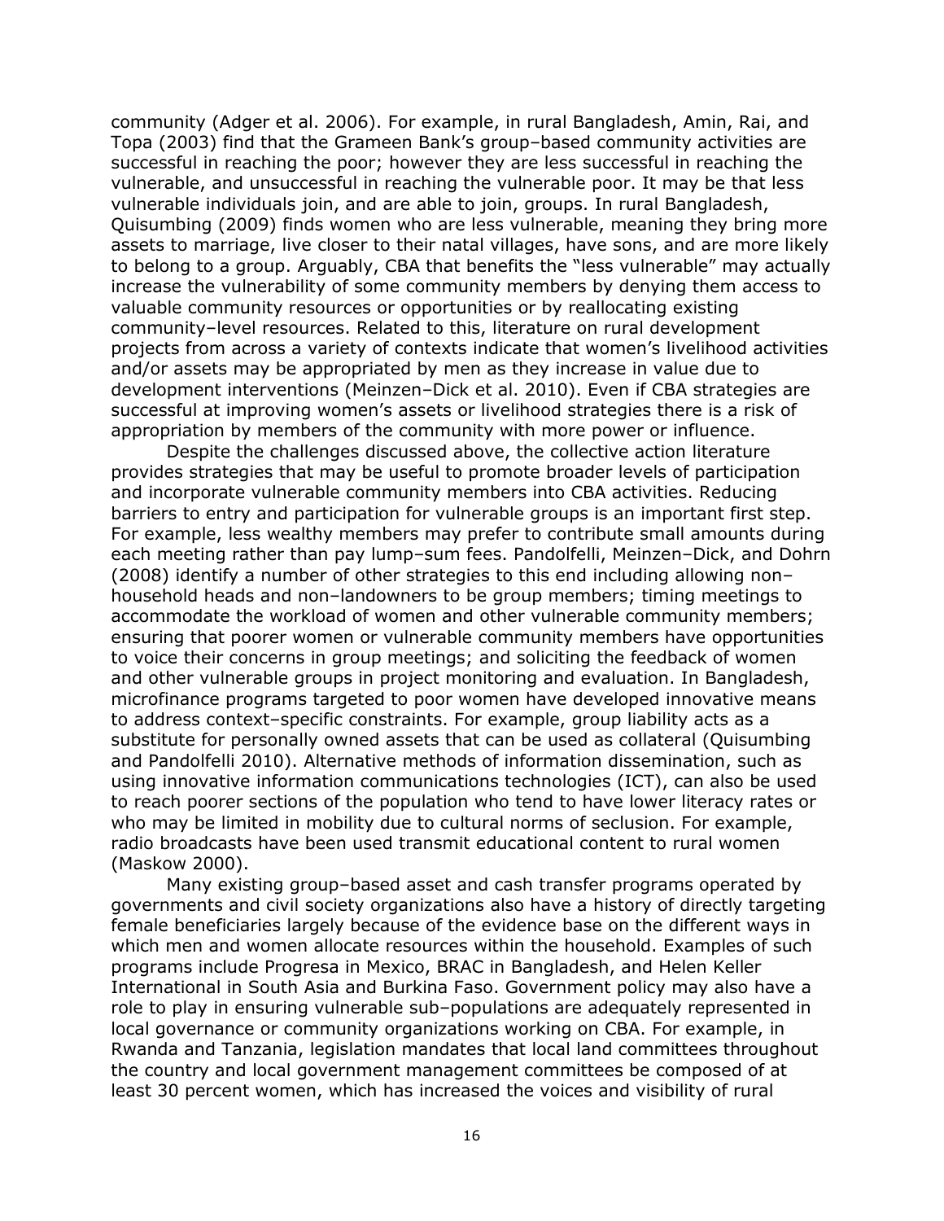community (Adger et al. 2006). For example, in rural Bangladesh, Amin, Rai, and Topa (2003) find that the Grameen Bank's group–based community activities are successful in reaching the poor; however they are less successful in reaching the vulnerable, and unsuccessful in reaching the vulnerable poor. It may be that less vulnerable individuals join, and are able to join, groups. In rural Bangladesh, Quisumbing (2009) finds women who are less vulnerable, meaning they bring more assets to marriage, live closer to their natal villages, have sons, and are more likely to belong to a group. Arguably, CBA that benefits the "less vulnerable" may actually increase the vulnerability of some community members by denying them access to valuable community resources or opportunities or by reallocating existing community–level resources. Related to this, literature on rural development projects from across a variety of contexts indicate that women's livelihood activities and/or assets may be appropriated by men as they increase in value due to development interventions (Meinzen–Dick et al. 2010). Even if CBA strategies are successful at improving women's assets or livelihood strategies there is a risk of appropriation by members of the community with more power or influence.

Despite the challenges discussed above, the collective action literature provides strategies that may be useful to promote broader levels of participation and incorporate vulnerable community members into CBA activities. Reducing barriers to entry and participation for vulnerable groups is an important first step. For example, less wealthy members may prefer to contribute small amounts during each meeting rather than pay lump–sum fees. Pandolfelli, Meinzen–Dick, and Dohrn (2008) identify a number of other strategies to this end including allowing non–household heads and non–landowners to be group members; timing meetings to accommodate the workload of women and other vulnerable community members; ensuring that poorer women or vulnerable community members have opportunities to voice their concerns in group meetings; and soliciting the feedback of women and other vulnerable groups in project monitoring and evaluation. In Bangladesh, microfinance programs targeted to poor women have developed innovative means to address context–specific constraints. For example, group liability acts as a substitute for personally owned assets that can be used as collateral (Quisumbing and Pandolfelli 2010). Alternative methods of information dissemination, such as using innovative information communications technologies (ICT), can also be used to reach poorer sections of the population who tend to have lower literacy rates or who may be limited in mobility due to cultural norms of seclusion. For example, radio broadcasts have been used transmit educational content to rural women (Maskow 2000).

Many existing group–based asset and cash transfer programs operated by governments and civil society organizations also have a history of directly targeting female beneficiaries largely because of the evidence base on the different ways in which men and women allocate resources within the household. Examples of such programs include Progresa in Mexico, BRAC in Bangladesh, and Helen Keller International in South Asia and Burkina Faso. Government policy may also have a role to play in ensuring vulnerable sub–populations are adequately represented in local governance or community organizations working on CBA. For example, in Rwanda and Tanzania, legislation mandates that local land committees throughout the country and local government management committees be composed of at least 30 percent women, which has increased the voices and visibility of rural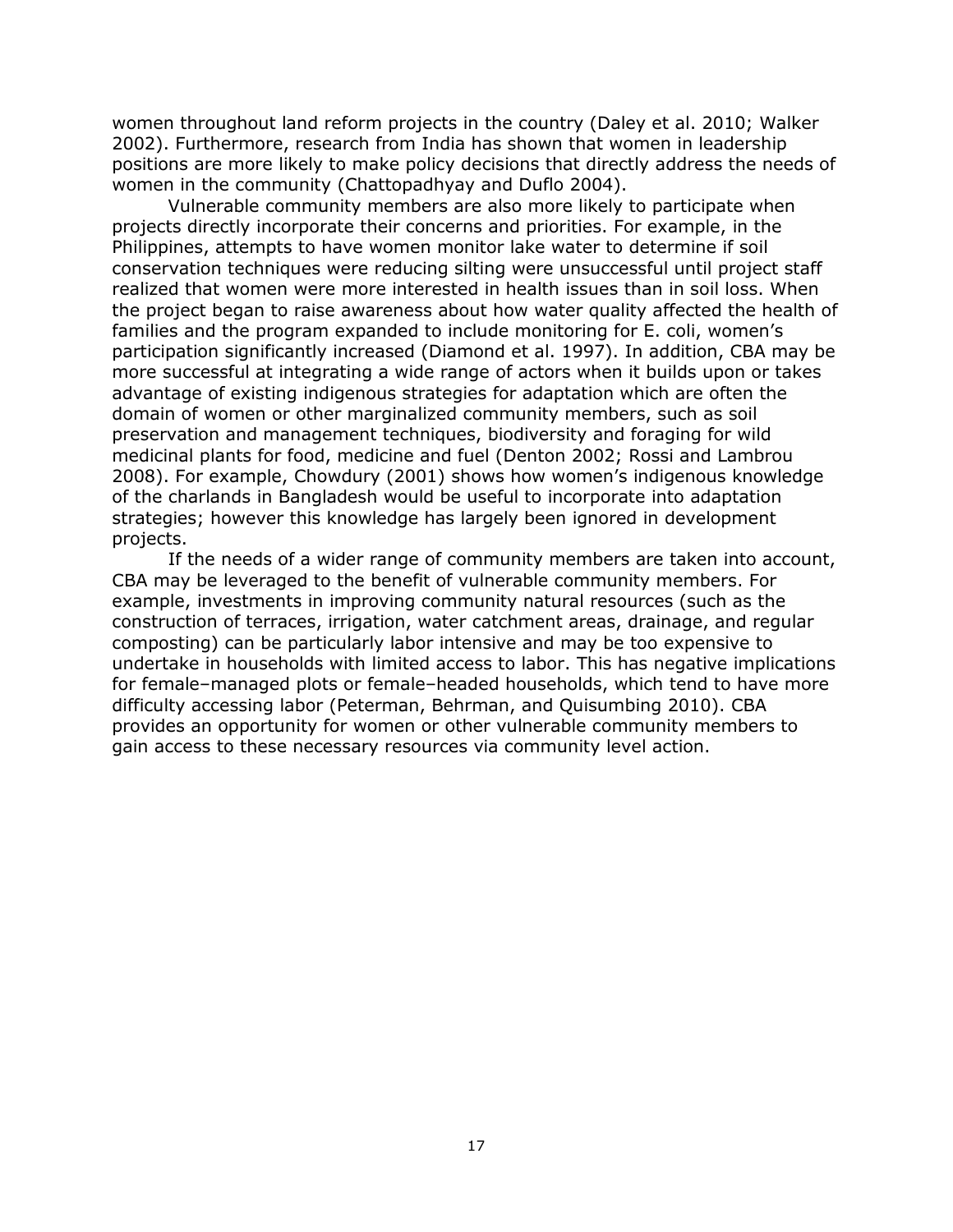women throughout land reform projects in the country (Daley et al. 2010; Walker 2002). Furthermore, research from India has shown that women in leadership positions are more likely to make policy decisions that directly address the needs of women in the community (Chattopadhyay and Duflo 2004).

Vulnerable community members are also more likely to participate when projects directly incorporate their concerns and priorities. For example, in the Philippines, attempts to have women monitor lake water to determine if soil conservation techniques were reducing silting were unsuccessful until project staff realized that women were more interested in health issues than in soil loss. When the project began to raise awareness about how water quality affected the health of families and the program expanded to include monitoring for E. coli, women's participation significantly increased (Diamond et al. 1997). In addition, CBA may be more successful at integrating a wide range of actors when it builds upon or takes advantage of existing indigenous strategies for adaptation which are often the domain of women or other marginalized community members, such as soil preservation and management techniques, biodiversity and foraging for wild medicinal plants for food, medicine and fuel (Denton 2002; Rossi and Lambrou 2008). For example, Chowdury (2001) shows how women's indigenous knowledge of the charlands in Bangladesh would be useful to incorporate into adaptation strategies; however this knowledge has largely been ignored in development projects.

If the needs of a wider range of community members are taken into account, CBA may be leveraged to the benefit of vulnerable community members. For example, investments in improving community natural resources (such as the construction of terraces, irrigation, water catchment areas, drainage, and regular composting) can be particularly labor intensive and may be too expensive to undertake in households with limited access to labor. This has negative implications for female–managed plots or female–headed households, which tend to have more difficulty accessing labor (Peterman, Behrman, and Quisumbing 2010). CBA provides an opportunity for women or other vulnerable community members to gain access to these necessary resources via community level action.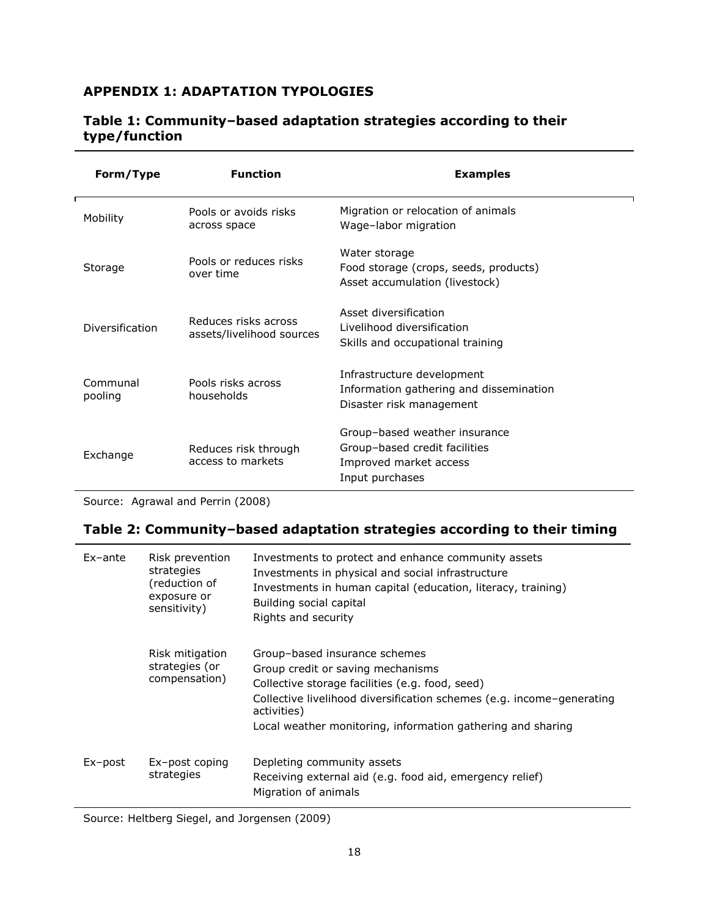## APPENDIX 1: ADAPTATION TYPOLOGIES

### Table 1: Community–based adaptation strategies according to their type/function

| Form/Type | Function | Examples |
|---|---|---|
| Mobility | Pools or avoids risks across space | Migration or relocation of animals<br>Wage–labor migration |
| Storage | Pools or reduces risks over time | Water storage<br>Food storage (crops, seeds, products)<br>Asset accumulation (livestock) |
| Diversification | Reduces risks across assets/livelihood sources | Asset diversification<br>Livelihood diversification<br>Skills and occupational training |
| Communal pooling | Pools risks across households | Infrastructure development<br>Information gathering and dissemination<br>Disaster risk management |
| Exchange | Reduces risk through access to markets | Group–based weather insurance<br>Group–based credit facilities<br>Improved market access<br>Input purchases |

Source: Agrawal and Perrin (2008)

### Table 2: Community–based adaptation strategies according to their timing

| | | |
|---|---|---|
| Ex–ante | Risk prevention strategies (reduction of exposure or sensitivity) | Investments to protect and enhance community assets<br>Investments in physical and social infrastructure<br>Investments in human capital (education, literacy, training)<br>Building social capital<br>Rights and security |
| | Risk mitigation strategies (or compensation) | Group–based insurance schemes<br>Group credit or saving mechanisms<br>Collective storage facilities (e.g. food, seed)<br>Collective livelihood diversification schemes (e.g. income–generating activities)<br>Local weather monitoring, information gathering and sharing |
| Ex–post | Ex–post coping strategies | Depleting community assets<br>Receiving external aid (e.g. food aid, emergency relief)<br>Migration of animals |

Source: Heltberg Siegel, and Jorgensen (2009)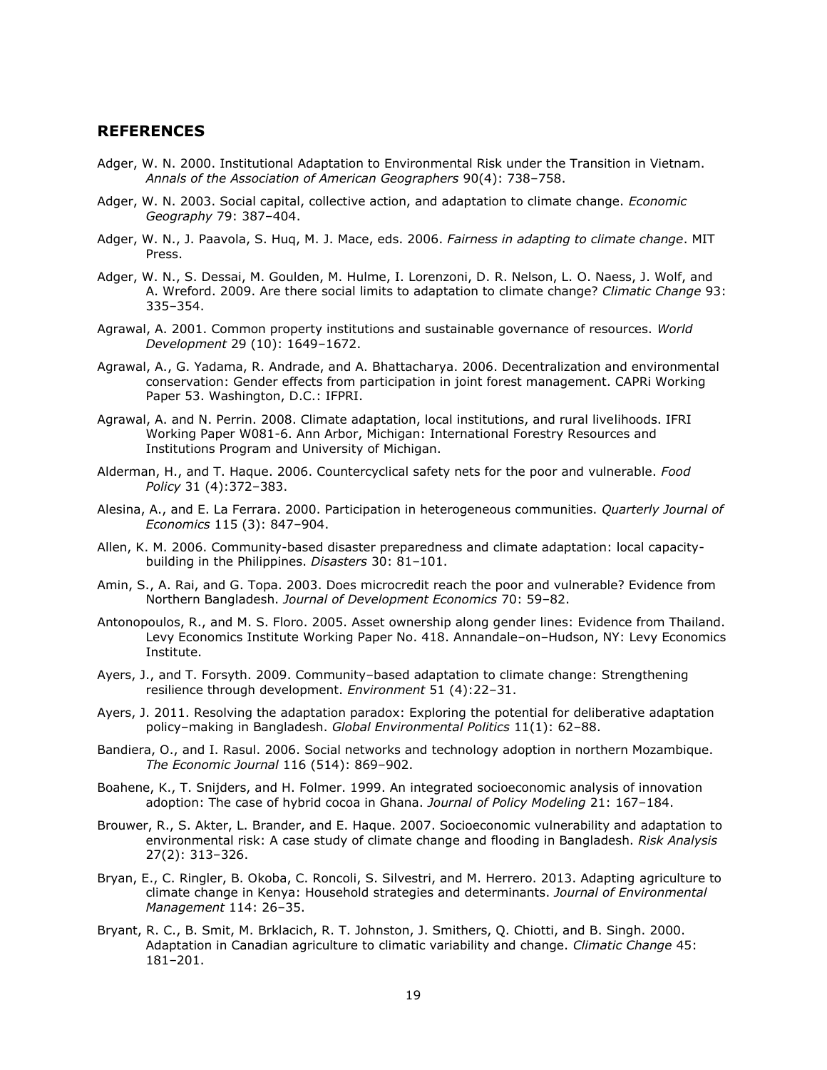## REFERENCES

Adger, W. N. 2000. Institutional Adaptation to Environmental Risk under the Transition in Vietnam. *Annals of the Association of American Geographers* 90(4): 738–758.

Adger, W. N. 2003. Social capital, collective action, and adaptation to climate change. *Economic Geography* 79: 387–404.

Adger, W. N., J. Paavola, S. Huq, M. J. Mace, eds. 2006. *Fairness in adapting to climate change*. MIT Press.

Adger, W. N., S. Dessai, M. Goulden, M. Hulme, I. Lorenzoni, D. R. Nelson, L. O. Naess, J. Wolf, and A. Wreford. 2009. Are there social limits to adaptation to climate change? *Climatic Change* 93: 335–354.

Agrawal, A. 2001. Common property institutions and sustainable governance of resources. *World Development* 29 (10): 1649–1672.

Agrawal, A., G. Yadama, R. Andrade, and A. Bhattacharya. 2006. Decentralization and environmental conservation: Gender effects from participation in joint forest management. CAPRi Working Paper 53. Washington, D.C.: IFPRI.

Agrawal, A. and N. Perrin. 2008. Climate adaptation, local institutions, and rural livelihoods. IFRI Working Paper W081-6. Ann Arbor, Michigan: International Forestry Resources and Institutions Program and University of Michigan.

Alderman, H., and T. Haque. 2006. Countercyclical safety nets for the poor and vulnerable. *Food Policy* 31 (4):372–383.

Alesina, A., and E. La Ferrara. 2000. Participation in heterogeneous communities. *Quarterly Journal of Economics* 115 (3): 847–904.

Allen, K. M. 2006. Community-based disaster preparedness and climate adaptation: local capacity-building in the Philippines. *Disasters* 30: 81–101.

Amin, S., A. Rai, and G. Topa. 2003. Does microcredit reach the poor and vulnerable? Evidence from Northern Bangladesh. *Journal of Development Economics* 70: 59–82.

Antonopoulos, R., and M. S. Floro. 2005. Asset ownership along gender lines: Evidence from Thailand. Levy Economics Institute Working Paper No. 418. Annandale–on–Hudson, NY: Levy Economics Institute.

Ayers, J., and T. Forsyth. 2009. Community–based adaptation to climate change: Strengthening resilience through development. *Environment* 51 (4):22–31.

Ayers, J. 2011. Resolving the adaptation paradox: Exploring the potential for deliberative adaptation policy–making in Bangladesh. *Global Environmental Politics* 11(1): 62–88.

Bandiera, O., and I. Rasul. 2006. Social networks and technology adoption in northern Mozambique. *The Economic Journal* 116 (514): 869–902.

Boahene, K., T. Snijders, and H. Folmer. 1999. An integrated socioeconomic analysis of innovation adoption: The case of hybrid cocoa in Ghana. *Journal of Policy Modeling* 21: 167–184.

Brouwer, R., S. Akter, L. Brander, and E. Haque. 2007. Socioeconomic vulnerability and adaptation to environmental risk: A case study of climate change and flooding in Bangladesh. *Risk Analysis* 27(2): 313–326.

Bryan, E., C. Ringler, B. Okoba, C. Roncoli, S. Silvestri, and M. Herrero. 2013. Adapting agriculture to climate change in Kenya: Household strategies and determinants. *Journal of Environmental Management* 114: 26–35.

Bryant, R. C., B. Smit, M. Brklacich, R. T. Johnston, J. Smithers, Q. Chiotti, and B. Singh. 2000. Adaptation in Canadian agriculture to climatic variability and change. *Climatic Change* 45: 181–201.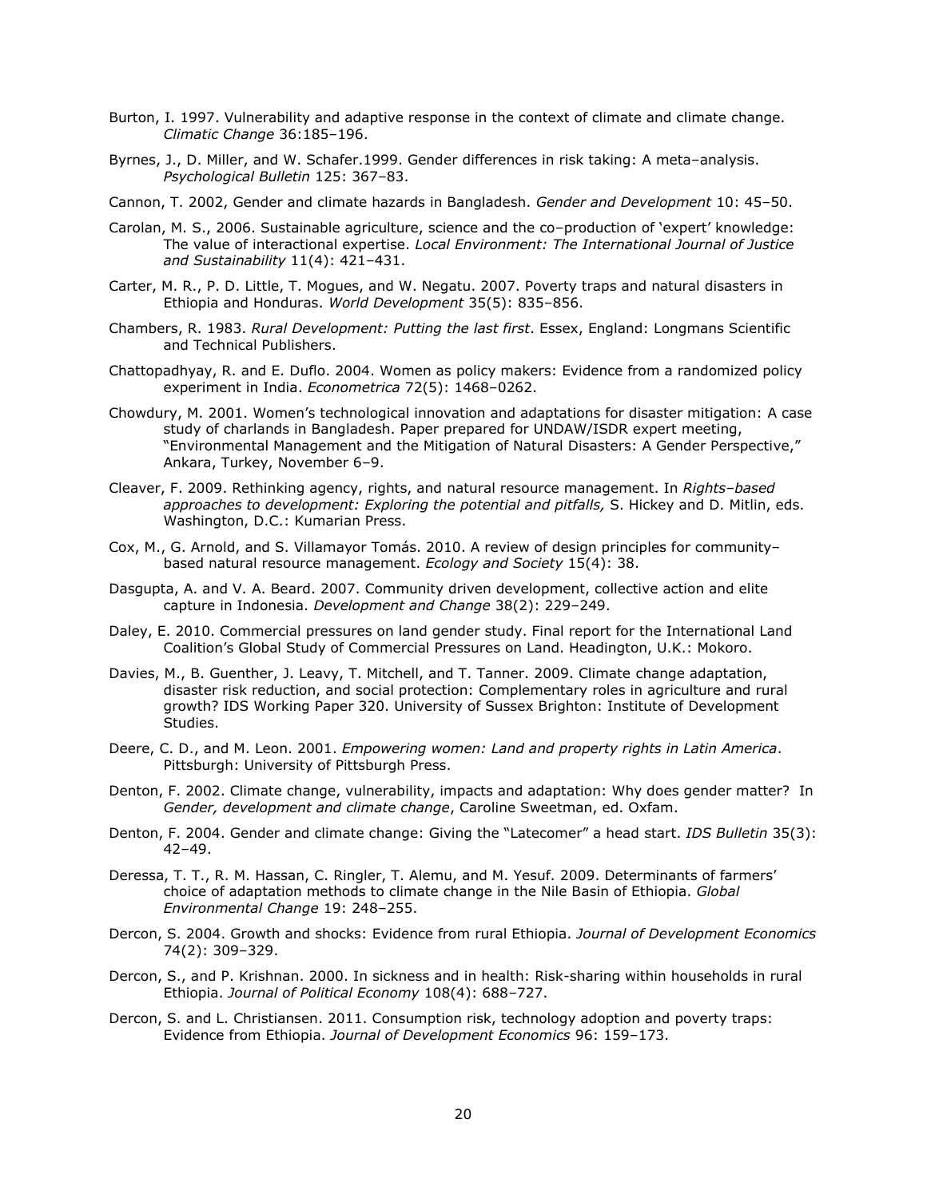Burton, I. 1997. Vulnerability and adaptive response in the context of climate and climate change. *Climatic Change* 36:185–196.

Byrnes, J., D. Miller, and W. Schafer.1999. Gender differences in risk taking: A meta–analysis. *Psychological Bulletin* 125: 367–83.

Cannon, T. 2002, Gender and climate hazards in Bangladesh. *Gender and Development* 10: 45–50.

Carolan, M. S., 2006. Sustainable agriculture, science and the co–production of 'expert' knowledge: The value of interactional expertise. *Local Environment: The International Journal of Justice and Sustainability* 11(4): 421–431.

Carter, M. R., P. D. Little, T. Mogues, and W. Negatu. 2007. Poverty traps and natural disasters in Ethiopia and Honduras. *World Development* 35(5): 835–856.

Chambers, R. 1983. *Rural Development: Putting the last first*. Essex, England: Longmans Scientific and Technical Publishers.

Chattopadhyay, R. and E. Duflo. 2004. Women as policy makers: Evidence from a randomized policy experiment in India. *Econometrica* 72(5): 1468–0262.

Chowdury, M. 2001. Women's technological innovation and adaptations for disaster mitigation: A case study of charlands in Bangladesh. Paper prepared for UNDAW/ISDR expert meeting, "Environmental Management and the Mitigation of Natural Disasters: A Gender Perspective," Ankara, Turkey, November 6–9.

Cleaver, F. 2009. Rethinking agency, rights, and natural resource management. In *Rights–based approaches to development: Exploring the potential and pitfalls,* S. Hickey and D. Mitlin, eds. Washington, D.C.: Kumarian Press.

Cox, M., G. Arnold, and S. Villamayor Tomás. 2010. A review of design principles for community–based natural resource management. *Ecology and Society* 15(4): 38.

Dasgupta, A. and V. A. Beard. 2007. Community driven development, collective action and elite capture in Indonesia. *Development and Change* 38(2): 229–249.

Daley, E. 2010. Commercial pressures on land gender study. Final report for the International Land Coalition's Global Study of Commercial Pressures on Land. Headington, U.K.: Mokoro.

Davies, M., B. Guenther, J. Leavy, T. Mitchell, and T. Tanner. 2009. Climate change adaptation, disaster risk reduction, and social protection: Complementary roles in agriculture and rural growth? IDS Working Paper 320. University of Sussex Brighton: Institute of Development Studies.

Deere, C. D., and M. Leon. 2001. *Empowering women: Land and property rights in Latin America*. Pittsburgh: University of Pittsburgh Press.

Denton, F. 2002. Climate change, vulnerability, impacts and adaptation: Why does gender matter? In *Gender, development and climate change*, Caroline Sweetman, ed. Oxfam.

Denton, F. 2004. Gender and climate change: Giving the "Latecomer" a head start. *IDS Bulletin* 35(3): 42–49.

Deressa, T. T., R. M. Hassan, C. Ringler, T. Alemu, and M. Yesuf. 2009. Determinants of farmers' choice of adaptation methods to climate change in the Nile Basin of Ethiopia. *Global Environmental Change* 19: 248–255.

Dercon, S. 2004. Growth and shocks: Evidence from rural Ethiopia. *Journal of Development Economics* 74(2): 309–329.

Dercon, S., and P. Krishnan. 2000. In sickness and in health: Risk-sharing within households in rural Ethiopia. *Journal of Political Economy* 108(4): 688–727.

Dercon, S. and L. Christiansen. 2011. Consumption risk, technology adoption and poverty traps: Evidence from Ethiopia. *Journal of Development Economics* 96: 159–173.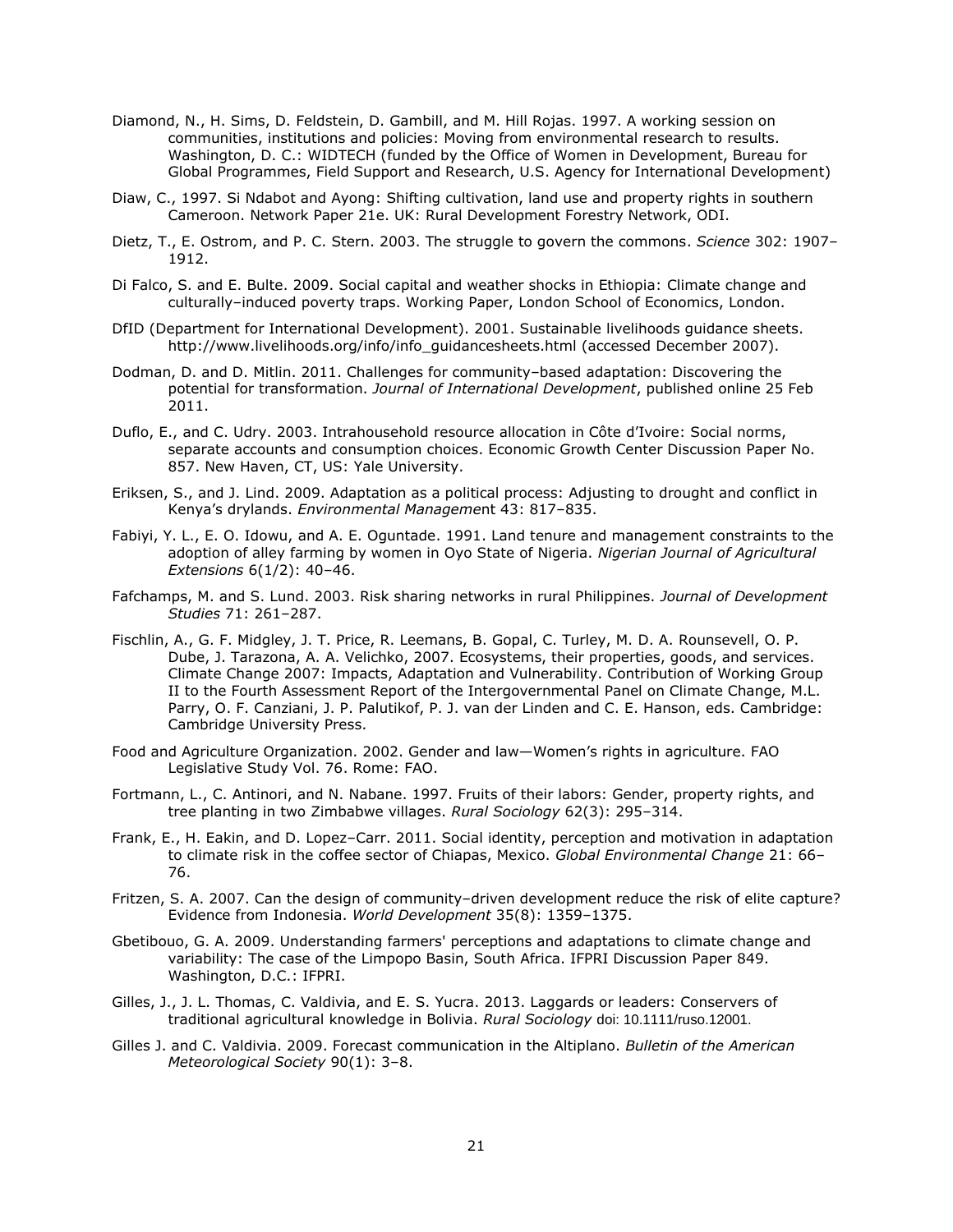Diamond, N., H. Sims, D. Feldstein, D. Gambill, and M. Hill Rojas. 1997. A working session on communities, institutions and policies: Moving from environmental research to results. Washington, D. C.: WIDTECH (funded by the Office of Women in Development, Bureau for Global Programmes, Field Support and Research, U.S. Agency for International Development)

Diaw, C., 1997. Si Ndabot and Ayong: Shifting cultivation, land use and property rights in southern Cameroon. Network Paper 21e. UK: Rural Development Forestry Network, ODI.

Dietz, T., E. Ostrom, and P. C. Stern. 2003. The struggle to govern the commons. *Science* 302: 1907–1912.

Di Falco, S. and E. Bulte. 2009. Social capital and weather shocks in Ethiopia: Climate change and culturally–induced poverty traps. Working Paper, London School of Economics, London.

DfID (Department for International Development). 2001. Sustainable livelihoods guidance sheets. http://www.livelihoods.org/info/info_guidancesheets.html (accessed December 2007).

Dodman, D. and D. Mitlin. 2011. Challenges for community–based adaptation: Discovering the potential for transformation. *Journal of International Development*, published online 25 Feb 2011.

Duflo, E., and C. Udry. 2003. Intrahousehold resource allocation in Côte d'Ivoire: Social norms, separate accounts and consumption choices. Economic Growth Center Discussion Paper No. 857. New Haven, CT, US: Yale University.

Eriksen, S., and J. Lind. 2009. Adaptation as a political process: Adjusting to drought and conflict in Kenya's drylands. *Environmental Management* 43: 817–835.

Fabiyi, Y. L., E. O. Idowu, and A. E. Oguntade. 1991. Land tenure and management constraints to the adoption of alley farming by women in Oyo State of Nigeria. *Nigerian Journal of Agricultural Extensions* 6(1/2): 40–46.

Fafchamps, M. and S. Lund. 2003. Risk sharing networks in rural Philippines. *Journal of Development Studies* 71: 261–287.

Fischlin, A., G. F. Midgley, J. T. Price, R. Leemans, B. Gopal, C. Turley, M. D. A. Rounsevell, O. P. Dube, J. Tarazona, A. A. Velichko, 2007. Ecosystems, their properties, goods, and services. Climate Change 2007: Impacts, Adaptation and Vulnerability. Contribution of Working Group II to the Fourth Assessment Report of the Intergovernmental Panel on Climate Change, M.L. Parry, O. F. Canziani, J. P. Palutikof, P. J. van der Linden and C. E. Hanson, eds. Cambridge: Cambridge University Press.

Food and Agriculture Organization. 2002. Gender and law—Women's rights in agriculture. FAO Legislative Study Vol. 76. Rome: FAO.

Fortmann, L., C. Antinori, and N. Nabane. 1997. Fruits of their labors: Gender, property rights, and tree planting in two Zimbabwe villages. *Rural Sociology* 62(3): 295–314.

Frank, E., H. Eakin, and D. Lopez–Carr. 2011. Social identity, perception and motivation in adaptation to climate risk in the coffee sector of Chiapas, Mexico. *Global Environmental Change* 21: 66–76.

Fritzen, S. A. 2007. Can the design of community–driven development reduce the risk of elite capture? Evidence from Indonesia. *World Development* 35(8): 1359–1375.

Gbetibouo, G. A. 2009. Understanding farmers' perceptions and adaptations to climate change and variability: The case of the Limpopo Basin, South Africa. IFPRI Discussion Paper 849. Washington, D.C.: IFPRI.

Gilles, J., J. L. Thomas, C. Valdivia, and E. S. Yucra. 2013. Laggards or leaders: Conservers of traditional agricultural knowledge in Bolivia. *Rural Sociology* doi: 10.1111/ruso.12001.

Gilles J. and C. Valdivia. 2009. Forecast communication in the Altiplano. *Bulletin of the American Meteorological Society* 90(1): 3–8.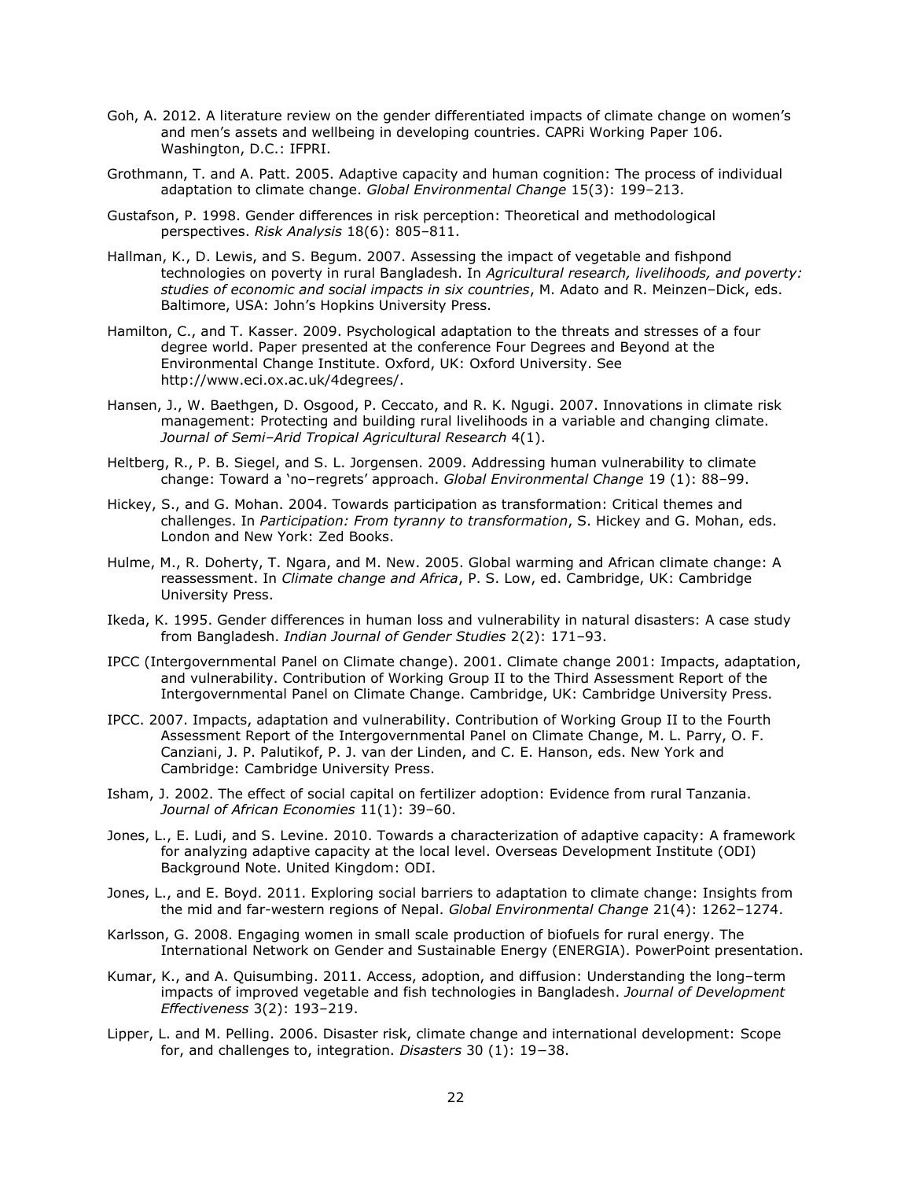Goh, A. 2012. A literature review on the gender differentiated impacts of climate change on women's and men's assets and wellbeing in developing countries. CAPRi Working Paper 106. Washington, D.C.: IFPRI.

Grothmann, T. and A. Patt. 2005. Adaptive capacity and human cognition: The process of individual adaptation to climate change. *Global Environmental Change* 15(3): 199–213.

Gustafson, P. 1998. Gender differences in risk perception: Theoretical and methodological perspectives. *Risk Analysis* 18(6): 805–811.

Hallman, K., D. Lewis, and S. Begum. 2007. Assessing the impact of vegetable and fishpond technologies on poverty in rural Bangladesh. In *Agricultural research, livelihoods, and poverty: studies of economic and social impacts in six countries*, M. Adato and R. Meinzen–Dick, eds. Baltimore, USA: John's Hopkins University Press.

Hamilton, C., and T. Kasser. 2009. Psychological adaptation to the threats and stresses of a four degree world. Paper presented at the conference Four Degrees and Beyond at the Environmental Change Institute. Oxford, UK: Oxford University. See http://www.eci.ox.ac.uk/4degrees/.

Hansen, J., W. Baethgen, D. Osgood, P. Ceccato, and R. K. Ngugi. 2007. Innovations in climate risk management: Protecting and building rural livelihoods in a variable and changing climate. *Journal of Semi–Arid Tropical Agricultural Research* 4(1).

Heltberg, R., P. B. Siegel, and S. L. Jorgensen. 2009. Addressing human vulnerability to climate change: Toward a 'no–regrets' approach. *Global Environmental Change* 19 (1): 88–99.

Hickey, S., and G. Mohan. 2004. Towards participation as transformation: Critical themes and challenges. In *Participation: From tyranny to transformation*, S. Hickey and G. Mohan, eds. London and New York: Zed Books.

Hulme, M., R. Doherty, T. Ngara, and M. New. 2005. Global warming and African climate change: A reassessment. In *Climate change and Africa*, P. S. Low, ed. Cambridge, UK: Cambridge University Press.

Ikeda, K. 1995. Gender differences in human loss and vulnerability in natural disasters: A case study from Bangladesh. *Indian Journal of Gender Studies* 2(2): 171–93.

IPCC (Intergovernmental Panel on Climate change). 2001. Climate change 2001: Impacts, adaptation, and vulnerability. Contribution of Working Group II to the Third Assessment Report of the Intergovernmental Panel on Climate Change. Cambridge, UK: Cambridge University Press.

IPCC. 2007. Impacts, adaptation and vulnerability. Contribution of Working Group II to the Fourth Assessment Report of the Intergovernmental Panel on Climate Change, M. L. Parry, O. F. Canziani, J. P. Palutikof, P. J. van der Linden, and C. E. Hanson, eds. New York and Cambridge: Cambridge University Press.

Isham, J. 2002. The effect of social capital on fertilizer adoption: Evidence from rural Tanzania. *Journal of African Economies* 11(1): 39–60.

Jones, L., E. Ludi, and S. Levine. 2010. Towards a characterization of adaptive capacity: A framework for analyzing adaptive capacity at the local level. Overseas Development Institute (ODI) Background Note. United Kingdom: ODI.

Jones, L., and E. Boyd. 2011. Exploring social barriers to adaptation to climate change: Insights from the mid and far-western regions of Nepal. *Global Environmental Change* 21(4): 1262–1274.

Karlsson, G. 2008. Engaging women in small scale production of biofuels for rural energy. The International Network on Gender and Sustainable Energy (ENERGIA). PowerPoint presentation.

Kumar, K., and A. Quisumbing. 2011. Access, adoption, and diffusion: Understanding the long–term impacts of improved vegetable and fish technologies in Bangladesh. *Journal of Development Effectiveness* 3(2): 193–219.

Lipper, L. and M. Pelling. 2006. Disaster risk, climate change and international development: Scope for, and challenges to, integration. *Disasters* 30 (1): 19−38.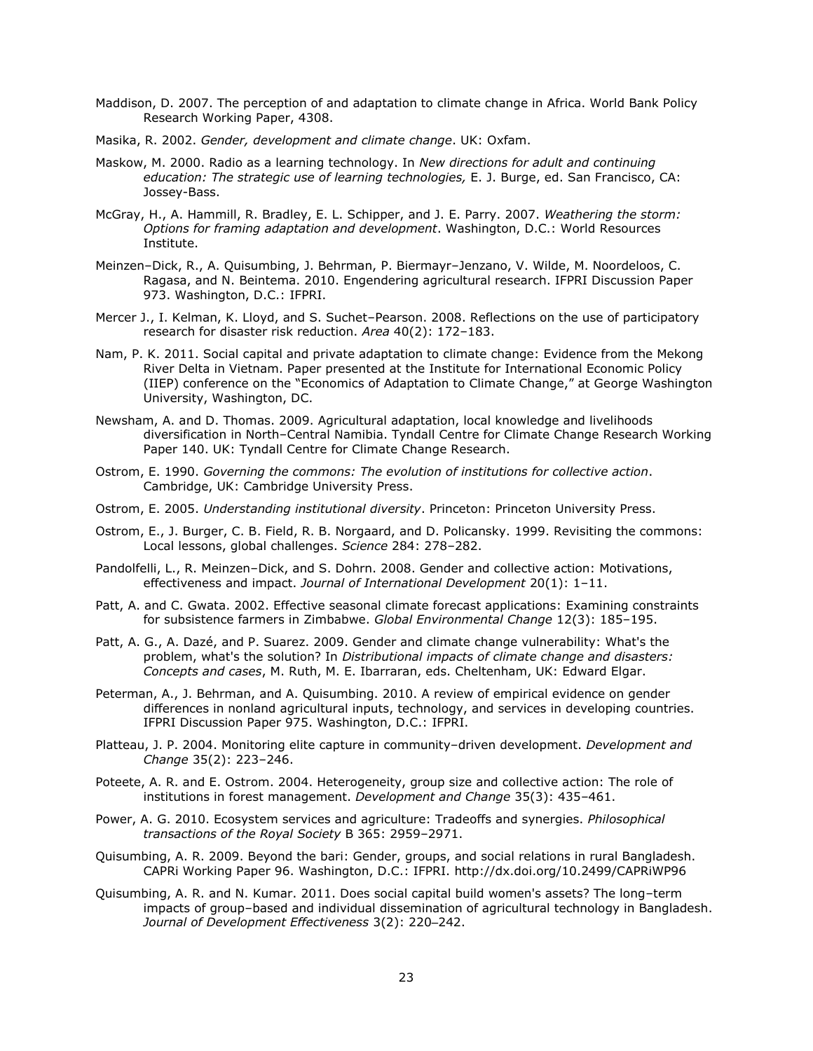Maddison, D. 2007. The perception of and adaptation to climate change in Africa. World Bank Policy Research Working Paper, 4308.

Masika, R. 2002. *Gender, development and climate change*. UK: Oxfam.

Maskow, M. 2000. Radio as a learning technology. In *New directions for adult and continuing education: The strategic use of learning technologies,* E. J. Burge, ed. San Francisco, CA: Jossey-Bass.

McGray, H., A. Hammill, R. Bradley, E. L. Schipper, and J. E. Parry. 2007. *Weathering the storm: Options for framing adaptation and development*. Washington, D.C.: World Resources Institute.

Meinzen–Dick, R., A. Quisumbing, J. Behrman, P. Biermayr–Jenzano, V. Wilde, M. Noordeloos, C. Ragasa, and N. Beintema. 2010. Engendering agricultural research. IFPRI Discussion Paper 973. Washington, D.C.: IFPRI.

Mercer J., I. Kelman, K. Lloyd, and S. Suchet–Pearson. 2008. Reflections on the use of participatory research for disaster risk reduction. *Area* 40(2): 172–183.

Nam, P. K. 2011. Social capital and private adaptation to climate change: Evidence from the Mekong River Delta in Vietnam. Paper presented at the Institute for International Economic Policy (IIEP) conference on the "Economics of Adaptation to Climate Change," at George Washington University, Washington, DC.

Newsham, A. and D. Thomas. 2009. Agricultural adaptation, local knowledge and livelihoods diversification in North–Central Namibia. Tyndall Centre for Climate Change Research Working Paper 140. UK: Tyndall Centre for Climate Change Research.

Ostrom, E. 1990. *Governing the commons: The evolution of institutions for collective action*. Cambridge, UK: Cambridge University Press.

Ostrom, E. 2005. *Understanding institutional diversity*. Princeton: Princeton University Press.

Ostrom, E., J. Burger, C. B. Field, R. B. Norgaard, and D. Policansky. 1999. Revisiting the commons: Local lessons, global challenges. *Science* 284: 278–282.

Pandolfelli, L., R. Meinzen–Dick, and S. Dohrn. 2008. Gender and collective action: Motivations, effectiveness and impact. *Journal of International Development* 20(1): 1–11.

Patt, A. and C. Gwata. 2002. Effective seasonal climate forecast applications: Examining constraints for subsistence farmers in Zimbabwe. *Global Environmental Change* 12(3): 185–195.

Patt, A. G., A. Dazé, and P. Suarez. 2009. Gender and climate change vulnerability: What's the problem, what's the solution? In *Distributional impacts of climate change and disasters: Concepts and cases*, M. Ruth, M. E. Ibarraran, eds. Cheltenham, UK: Edward Elgar.

Peterman, A., J. Behrman, and A. Quisumbing. 2010. A review of empirical evidence on gender differences in nonland agricultural inputs, technology, and services in developing countries. IFPRI Discussion Paper 975. Washington, D.C.: IFPRI.

Platteau, J. P. 2004. Monitoring elite capture in community–driven development. *Development and Change* 35(2): 223–246.

Poteete, A. R. and E. Ostrom. 2004. Heterogeneity, group size and collective action: The role of institutions in forest management. *Development and Change* 35(3): 435–461.

Power, A. G. 2010. Ecosystem services and agriculture: Tradeoffs and synergies. *Philosophical transactions of the Royal Society* B 365: 2959–2971.

Quisumbing, A. R. 2009. Beyond the bari: Gender, groups, and social relations in rural Bangladesh. CAPRi Working Paper 96. Washington, D.C.: IFPRI. http://dx.doi.org/10.2499/CAPRiWP96

Quisumbing, A. R. and N. Kumar. 2011. Does social capital build women's assets? The long–term impacts of group–based and individual dissemination of agricultural technology in Bangladesh. *Journal of Development Effectiveness* 3(2): 220–242.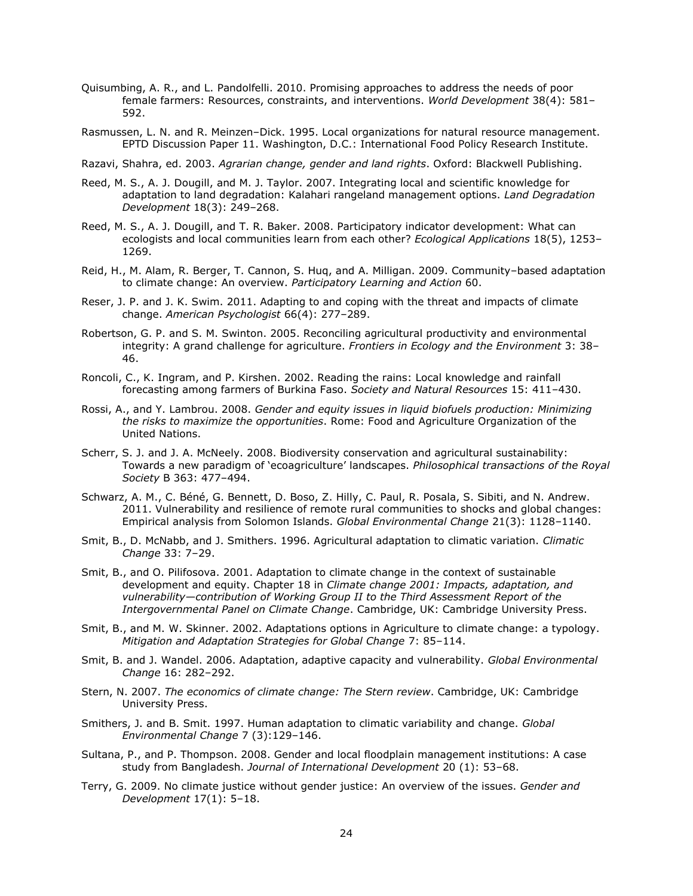Quisumbing, A. R., and L. Pandolfelli. 2010. Promising approaches to address the needs of poor female farmers: Resources, constraints, and interventions. *World Development* 38(4): 581–592.

Rasmussen, L. N. and R. Meinzen–Dick. 1995. Local organizations for natural resource management. EPTD Discussion Paper 11. Washington, D.C.: International Food Policy Research Institute.

Razavi, Shahra, ed. 2003. *Agrarian change, gender and land rights*. Oxford: Blackwell Publishing.

Reed, M. S., A. J. Dougill, and M. J. Taylor. 2007. Integrating local and scientific knowledge for adaptation to land degradation: Kalahari rangeland management options. *Land Degradation Development* 18(3): 249–268.

Reed, M. S., A. J. Dougill, and T. R. Baker. 2008. Participatory indicator development: What can ecologists and local communities learn from each other? *Ecological Applications* 18(5), 1253–1269.

Reid, H., M. Alam, R. Berger, T. Cannon, S. Huq, and A. Milligan. 2009. Community–based adaptation to climate change: An overview. *Participatory Learning and Action* 60.

Reser, J. P. and J. K. Swim. 2011. Adapting to and coping with the threat and impacts of climate change. *American Psychologist* 66(4): 277–289.

Robertson, G. P. and S. M. Swinton. 2005. Reconciling agricultural productivity and environmental integrity: A grand challenge for agriculture. *Frontiers in Ecology and the Environment* 3: 38–46.

Roncoli, C., K. Ingram, and P. Kirshen. 2002. Reading the rains: Local knowledge and rainfall forecasting among farmers of Burkina Faso. *Society and Natural Resources* 15: 411–430.

Rossi, A., and Y. Lambrou. 2008. *Gender and equity issues in liquid biofuels production: Minimizing the risks to maximize the opportunities*. Rome: Food and Agriculture Organization of the United Nations.

Scherr, S. J. and J. A. McNeely. 2008. Biodiversity conservation and agricultural sustainability: Towards a new paradigm of 'ecoagriculture' landscapes. *Philosophical transactions of the Royal Society* B 363: 477–494.

Schwarz, A. M., C. Béné, G. Bennett, D. Boso, Z. Hilly, C. Paul, R. Posala, S. Sibiti, and N. Andrew. 2011. Vulnerability and resilience of remote rural communities to shocks and global changes: Empirical analysis from Solomon Islands. *Global Environmental Change* 21(3): 1128–1140.

Smit, B., D. McNabb, and J. Smithers. 1996. Agricultural adaptation to climatic variation. *Climatic Change* 33: 7–29.

Smit, B., and O. Pilifosova. 2001. Adaptation to climate change in the context of sustainable development and equity. Chapter 18 in *Climate change 2001: Impacts, adaptation, and vulnerability—contribution of Working Group II to the Third Assessment Report of the Intergovernmental Panel on Climate Change*. Cambridge, UK: Cambridge University Press.

Smit, B., and M. W. Skinner. 2002. Adaptations options in Agriculture to climate change: a typology. *Mitigation and Adaptation Strategies for Global Change* 7: 85–114.

Smit, B. and J. Wandel. 2006. Adaptation, adaptive capacity and vulnerability. *Global Environmental Change* 16: 282–292.

Stern, N. 2007. *The economics of climate change: The Stern review*. Cambridge, UK: Cambridge University Press.

Smithers, J. and B. Smit. 1997. Human adaptation to climatic variability and change. *Global Environmental Change* 7 (3):129–146.

Sultana, P., and P. Thompson. 2008. Gender and local floodplain management institutions: A case study from Bangladesh. *Journal of International Development* 20 (1): 53–68.

Terry, G. 2009. No climate justice without gender justice: An overview of the issues. *Gender and Development* 17(1): 5–18.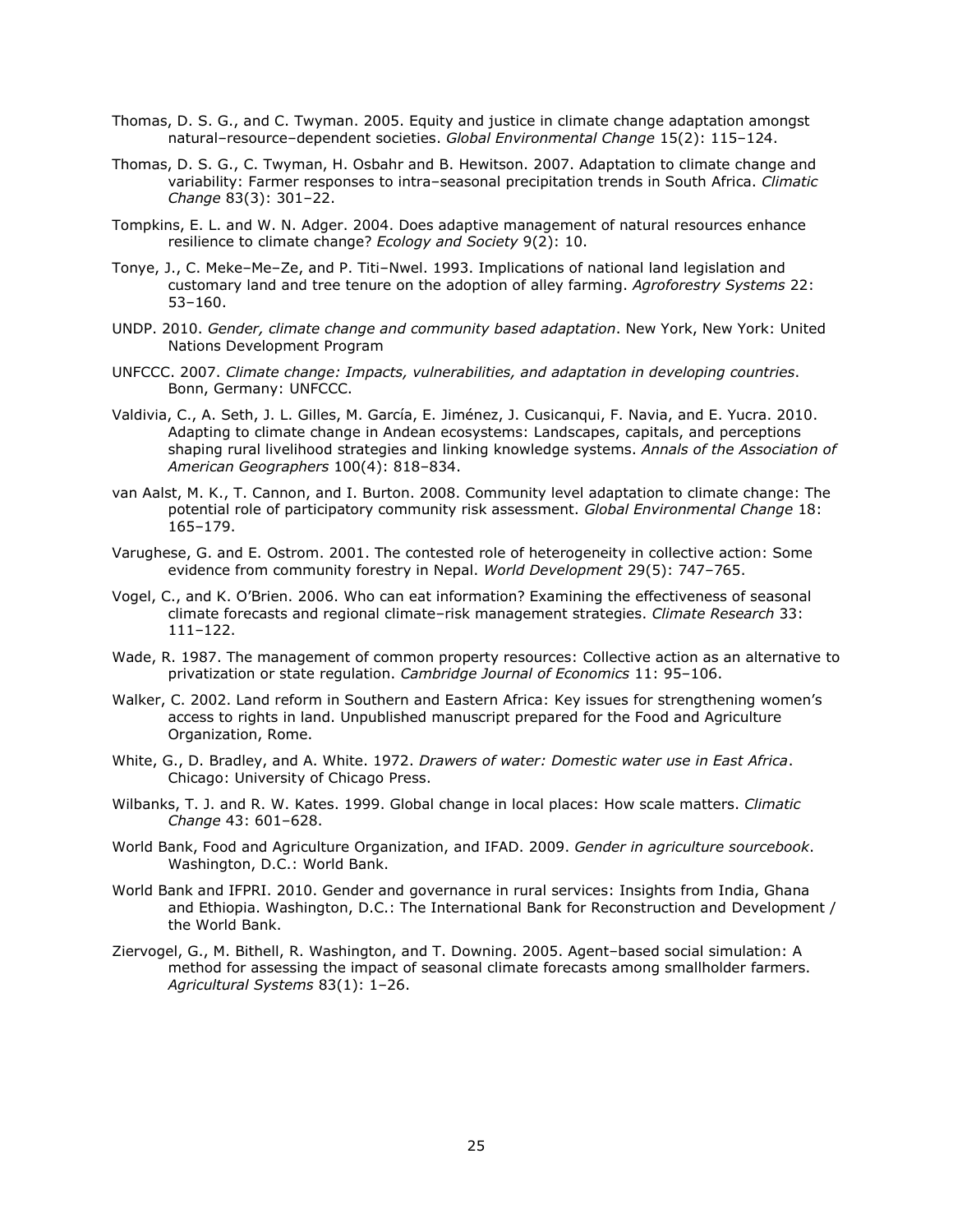Thomas, D. S. G., and C. Twyman. 2005. Equity and justice in climate change adaptation amongst natural–resource–dependent societies. *Global Environmental Change* 15(2): 115–124.

Thomas, D. S. G., C. Twyman, H. Osbahr and B. Hewitson. 2007. Adaptation to climate change and variability: Farmer responses to intra–seasonal precipitation trends in South Africa. *Climatic Change* 83(3): 301–22.

Tompkins, E. L. and W. N. Adger. 2004. Does adaptive management of natural resources enhance resilience to climate change? *Ecology and Society* 9(2): 10.

Tonye, J., C. Meke–Me–Ze, and P. Titi–Nwel. 1993. Implications of national land legislation and customary land and tree tenure on the adoption of alley farming. *Agroforestry Systems* 22: 53–160.

UNDP. 2010. *Gender, climate change and community based adaptation*. New York, New York: United Nations Development Program

UNFCCC. 2007. *Climate change: Impacts, vulnerabilities, and adaptation in developing countries*. Bonn, Germany: UNFCCC.

Valdivia, C., A. Seth, J. L. Gilles, M. García, E. Jiménez, J. Cusicanqui, F. Navia, and E. Yucra. 2010. Adapting to climate change in Andean ecosystems: Landscapes, capitals, and perceptions shaping rural livelihood strategies and linking knowledge systems. *Annals of the Association of American Geographers* 100(4): 818–834.

van Aalst, M. K., T. Cannon, and I. Burton. 2008. Community level adaptation to climate change: The potential role of participatory community risk assessment. *Global Environmental Change* 18: 165–179.

Varughese, G. and E. Ostrom. 2001. The contested role of heterogeneity in collective action: Some evidence from community forestry in Nepal. *World Development* 29(5): 747–765.

Vogel, C., and K. O'Brien. 2006. Who can eat information? Examining the effectiveness of seasonal climate forecasts and regional climate–risk management strategies. *Climate Research* 33: 111–122.

Wade, R. 1987. The management of common property resources: Collective action as an alternative to privatization or state regulation. *Cambridge Journal of Economics* 11: 95–106.

Walker, C. 2002. Land reform in Southern and Eastern Africa: Key issues for strengthening women's access to rights in land. Unpublished manuscript prepared for the Food and Agriculture Organization, Rome.

White, G., D. Bradley, and A. White. 1972. *Drawers of water: Domestic water use in East Africa*. Chicago: University of Chicago Press.

Wilbanks, T. J. and R. W. Kates. 1999. Global change in local places: How scale matters. *Climatic Change* 43: 601–628.

World Bank, Food and Agriculture Organization, and IFAD. 2009. *Gender in agriculture sourcebook*. Washington, D.C.: World Bank.

World Bank and IFPRI. 2010. Gender and governance in rural services: Insights from India, Ghana and Ethiopia. Washington, D.C.: The International Bank for Reconstruction and Development / the World Bank.

Ziervogel, G., M. Bithell, R. Washington, and T. Downing. 2005. Agent–based social simulation: A method for assessing the impact of seasonal climate forecasts among smallholder farmers. *Agricultural Systems* 83(1): 1–26.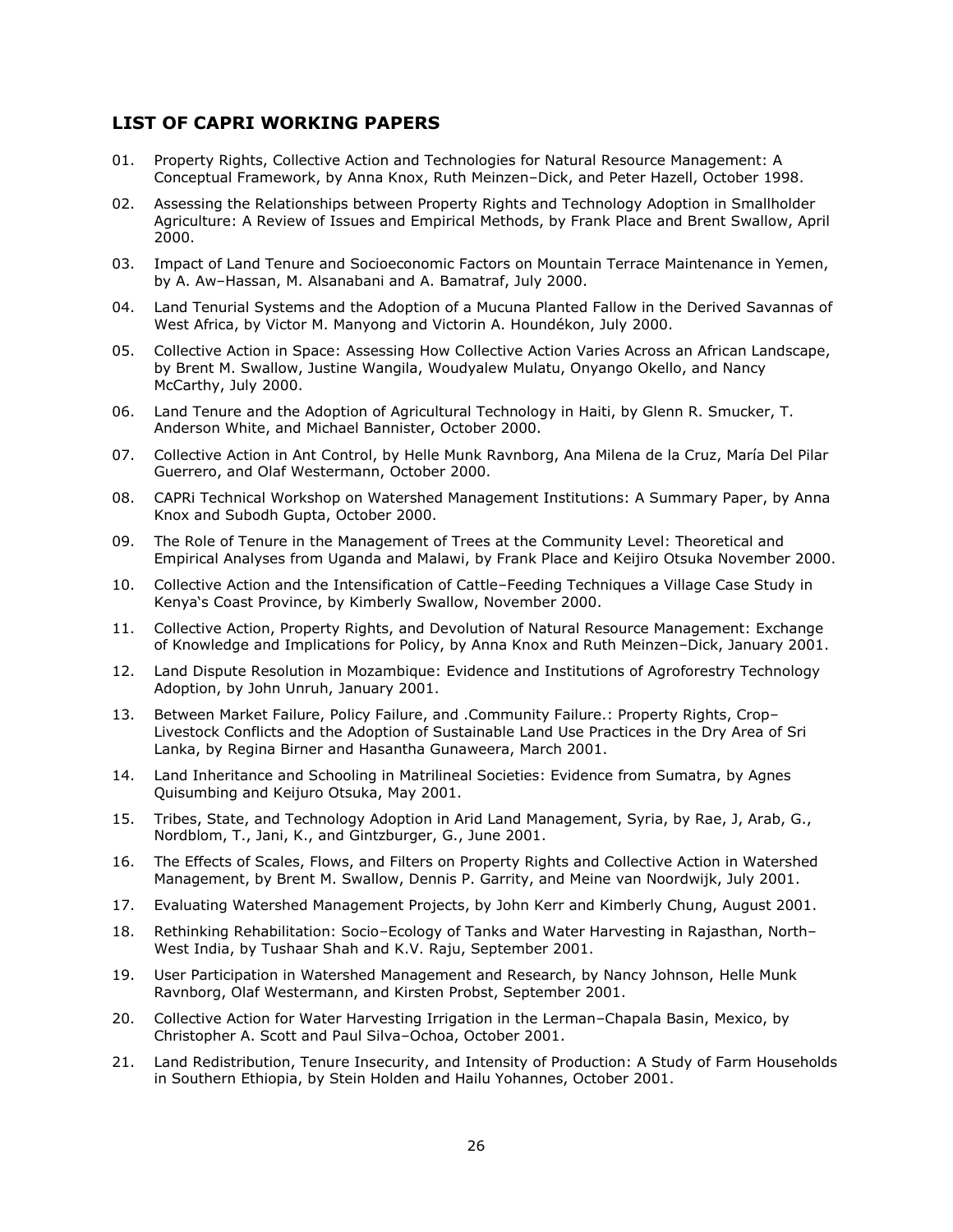## LIST OF CAPRI WORKING PAPERS

01. Property Rights, Collective Action and Technologies for Natural Resource Management: A Conceptual Framework, by Anna Knox, Ruth Meinzen–Dick, and Peter Hazell, October 1998.

02. Assessing the Relationships between Property Rights and Technology Adoption in Smallholder Agriculture: A Review of Issues and Empirical Methods, by Frank Place and Brent Swallow, April 2000.

03. Impact of Land Tenure and Socioeconomic Factors on Mountain Terrace Maintenance in Yemen, by A. Aw–Hassan, M. Alsanabani and A. Bamatraf, July 2000.

04. Land Tenurial Systems and the Adoption of a Mucuna Planted Fallow in the Derived Savannas of West Africa, by Victor M. Manyong and Victorin A. Houndékon, July 2000.

05. Collective Action in Space: Assessing How Collective Action Varies Across an African Landscape, by Brent M. Swallow, Justine Wangila, Woudyalew Mulatu, Onyango Okello, and Nancy McCarthy, July 2000.

06. Land Tenure and the Adoption of Agricultural Technology in Haiti, by Glenn R. Smucker, T. Anderson White, and Michael Bannister, October 2000.

07. Collective Action in Ant Control, by Helle Munk Ravnborg, Ana Milena de la Cruz, María Del Pilar Guerrero, and Olaf Westermann, October 2000.

08. CAPRi Technical Workshop on Watershed Management Institutions: A Summary Paper, by Anna Knox and Subodh Gupta, October 2000.

09. The Role of Tenure in the Management of Trees at the Community Level: Theoretical and Empirical Analyses from Uganda and Malawi, by Frank Place and Keijiro Otsuka November 2000.

10. Collective Action and the Intensification of Cattle–Feeding Techniques a Village Case Study in Kenya's Coast Province, by Kimberly Swallow, November 2000.

11. Collective Action, Property Rights, and Devolution of Natural Resource Management: Exchange of Knowledge and Implications for Policy, by Anna Knox and Ruth Meinzen–Dick, January 2001.

12. Land Dispute Resolution in Mozambique: Evidence and Institutions of Agroforestry Technology Adoption, by John Unruh, January 2001.

13. Between Market Failure, Policy Failure, and .Community Failure.: Property Rights, Crop–Livestock Conflicts and the Adoption of Sustainable Land Use Practices in the Dry Area of Sri Lanka, by Regina Birner and Hasantha Gunaweera, March 2001.

14. Land Inheritance and Schooling in Matrilineal Societies: Evidence from Sumatra, by Agnes Quisumbing and Keijuro Otsuka, May 2001.

15. Tribes, State, and Technology Adoption in Arid Land Management, Syria, by Rae, J, Arab, G., Nordblom, T., Jani, K., and Gintzburger, G., June 2001.

16. The Effects of Scales, Flows, and Filters on Property Rights and Collective Action in Watershed Management, by Brent M. Swallow, Dennis P. Garrity, and Meine van Noordwijk, July 2001.

17. Evaluating Watershed Management Projects, by John Kerr and Kimberly Chung, August 2001.

18. Rethinking Rehabilitation: Socio–Ecology of Tanks and Water Harvesting in Rajasthan, North–West India, by Tushaar Shah and K.V. Raju, September 2001.

19. User Participation in Watershed Management and Research, by Nancy Johnson, Helle Munk Ravnborg, Olaf Westermann, and Kirsten Probst, September 2001.

20. Collective Action for Water Harvesting Irrigation in the Lerman–Chapala Basin, Mexico, by Christopher A. Scott and Paul Silva–Ochoa, October 2001.

21. Land Redistribution, Tenure Insecurity, and Intensity of Production: A Study of Farm Households in Southern Ethiopia, by Stein Holden and Hailu Yohannes, October 2001.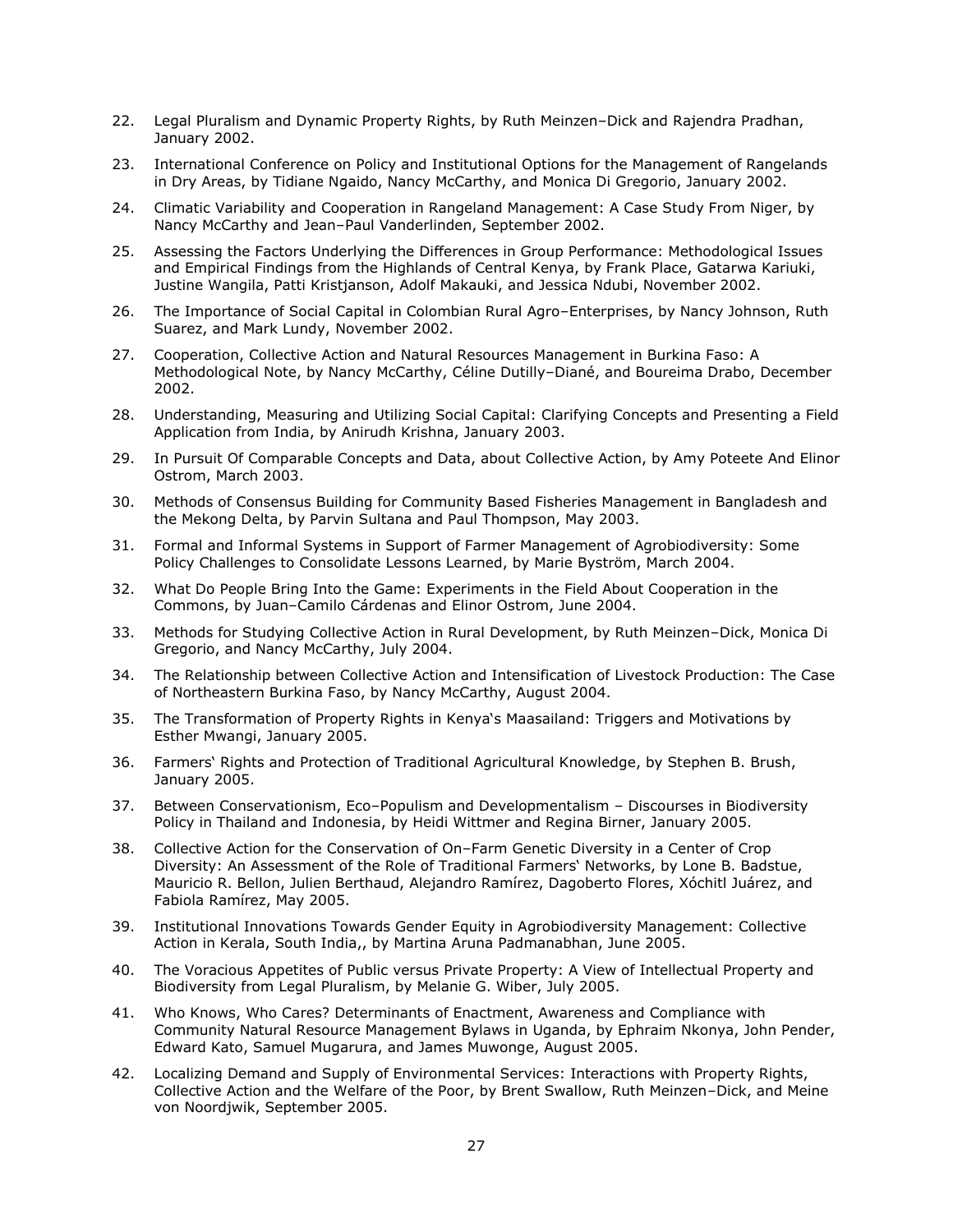22. Legal Pluralism and Dynamic Property Rights, by Ruth Meinzen–Dick and Rajendra Pradhan, January 2002.

23. International Conference on Policy and Institutional Options for the Management of Rangelands in Dry Areas, by Tidiane Ngaido, Nancy McCarthy, and Monica Di Gregorio, January 2002.

24. Climatic Variability and Cooperation in Rangeland Management: A Case Study From Niger, by Nancy McCarthy and Jean–Paul Vanderlinden, September 2002.

25. Assessing the Factors Underlying the Differences in Group Performance: Methodological Issues and Empirical Findings from the Highlands of Central Kenya, by Frank Place, Gatarwa Kariuki, Justine Wangila, Patti Kristjanson, Adolf Makauki, and Jessica Ndubi, November 2002.

26. The Importance of Social Capital in Colombian Rural Agro–Enterprises, by Nancy Johnson, Ruth Suarez, and Mark Lundy, November 2002.

27. Cooperation, Collective Action and Natural Resources Management in Burkina Faso: A Methodological Note, by Nancy McCarthy, Céline Dutilly–Diané, and Boureima Drabo, December 2002.

28. Understanding, Measuring and Utilizing Social Capital: Clarifying Concepts and Presenting a Field Application from India, by Anirudh Krishna, January 2003.

29. In Pursuit Of Comparable Concepts and Data, about Collective Action, by Amy Poteete And Elinor Ostrom, March 2003.

30. Methods of Consensus Building for Community Based Fisheries Management in Bangladesh and the Mekong Delta, by Parvin Sultana and Paul Thompson, May 2003.

31. Formal and Informal Systems in Support of Farmer Management of Agrobiodiversity: Some Policy Challenges to Consolidate Lessons Learned, by Marie Byström, March 2004.

32. What Do People Bring Into the Game: Experiments in the Field About Cooperation in the Commons, by Juan–Camilo Cárdenas and Elinor Ostrom, June 2004.

33. Methods for Studying Collective Action in Rural Development, by Ruth Meinzen–Dick, Monica Di Gregorio, and Nancy McCarthy, July 2004.

34. The Relationship between Collective Action and Intensification of Livestock Production: The Case of Northeastern Burkina Faso, by Nancy McCarthy, August 2004.

35. The Transformation of Property Rights in Kenya's Maasailand: Triggers and Motivations by Esther Mwangi, January 2005.

36. Farmers' Rights and Protection of Traditional Agricultural Knowledge, by Stephen B. Brush, January 2005.

37. Between Conservationism, Eco–Populism and Developmentalism – Discourses in Biodiversity Policy in Thailand and Indonesia, by Heidi Wittmer and Regina Birner, January 2005.

38. Collective Action for the Conservation of On–Farm Genetic Diversity in a Center of Crop Diversity: An Assessment of the Role of Traditional Farmers' Networks, by Lone B. Badstue, Mauricio R. Bellon, Julien Berthaud, Alejandro Ramírez, Dagoberto Flores, Xóchitl Juárez, and Fabiola Ramírez, May 2005.

39. Institutional Innovations Towards Gender Equity in Agrobiodiversity Management: Collective Action in Kerala, South India,, by Martina Aruna Padmanabhan, June 2005.

40. The Voracious Appetites of Public versus Private Property: A View of Intellectual Property and Biodiversity from Legal Pluralism, by Melanie G. Wiber, July 2005.

41. Who Knows, Who Cares? Determinants of Enactment, Awareness and Compliance with Community Natural Resource Management Bylaws in Uganda, by Ephraim Nkonya, John Pender, Edward Kato, Samuel Mugarura, and James Muwonge, August 2005.

42. Localizing Demand and Supply of Environmental Services: Interactions with Property Rights, Collective Action and the Welfare of the Poor, by Brent Swallow, Ruth Meinzen–Dick, and Meine von Noordjwik, September 2005.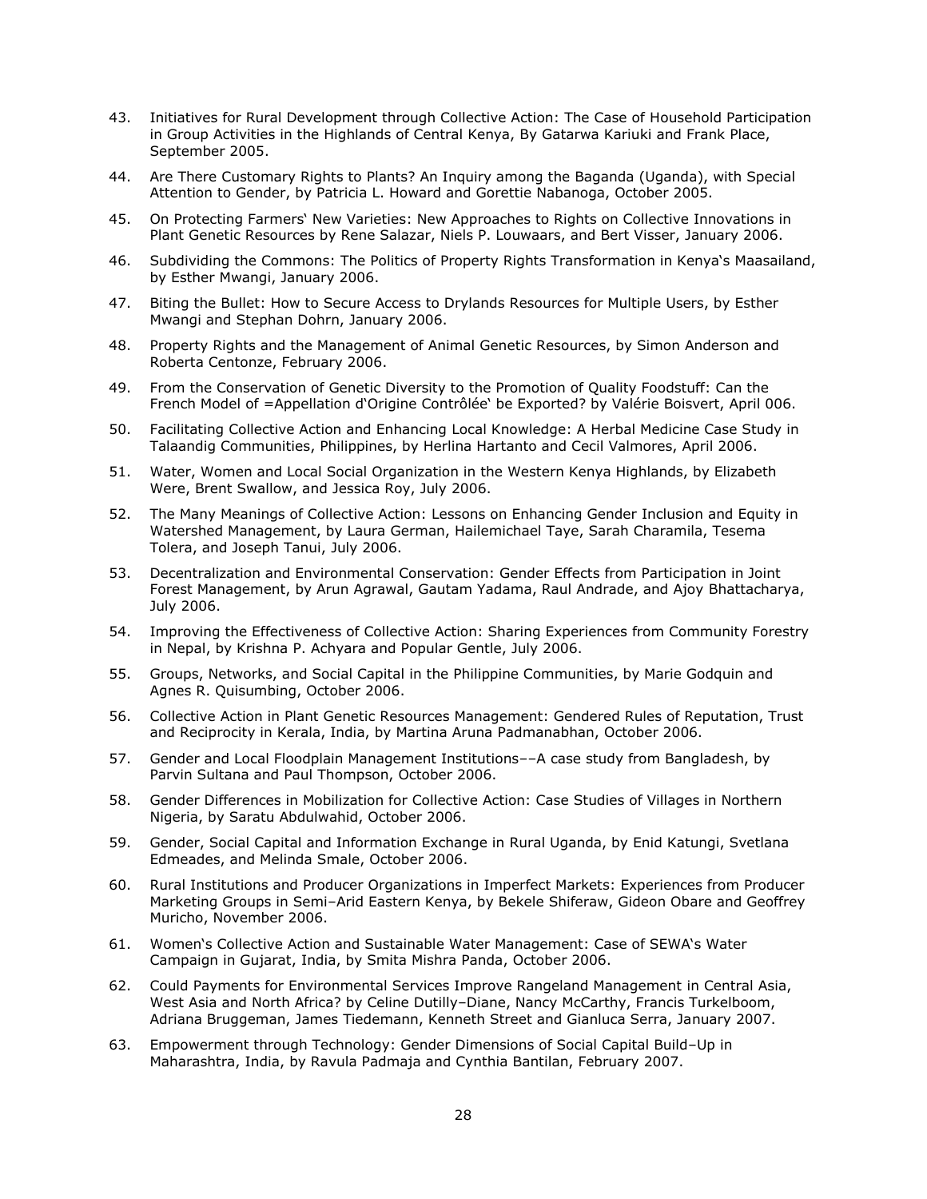43. Initiatives for Rural Development through Collective Action: The Case of Household Participation in Group Activities in the Highlands of Central Kenya, By Gatarwa Kariuki and Frank Place, September 2005.

44. Are There Customary Rights to Plants? An Inquiry among the Baganda (Uganda), with Special Attention to Gender, by Patricia L. Howard and Gorettie Nabanoga, October 2005.

45. On Protecting Farmers' New Varieties: New Approaches to Rights on Collective Innovations in Plant Genetic Resources by Rene Salazar, Niels P. Louwaars, and Bert Visser, January 2006.

46. Subdividing the Commons: The Politics of Property Rights Transformation in Kenya's Maasailand, by Esther Mwangi, January 2006.

47. Biting the Bullet: How to Secure Access to Drylands Resources for Multiple Users, by Esther Mwangi and Stephan Dohrn, January 2006.

48. Property Rights and the Management of Animal Genetic Resources, by Simon Anderson and Roberta Centonze, February 2006.

49. From the Conservation of Genetic Diversity to the Promotion of Quality Foodstuff: Can the French Model of =Appellation d'Origine Contrôlée' be Exported? by Valérie Boisvert, April 006.

50. Facilitating Collective Action and Enhancing Local Knowledge: A Herbal Medicine Case Study in Talaandig Communities, Philippines, by Herlina Hartanto and Cecil Valmores, April 2006.

51. Water, Women and Local Social Organization in the Western Kenya Highlands, by Elizabeth Were, Brent Swallow, and Jessica Roy, July 2006.

52. The Many Meanings of Collective Action: Lessons on Enhancing Gender Inclusion and Equity in Watershed Management, by Laura German, Hailemichael Taye, Sarah Charamila, Tesema Tolera, and Joseph Tanui, July 2006.

53. Decentralization and Environmental Conservation: Gender Effects from Participation in Joint Forest Management, by Arun Agrawal, Gautam Yadama, Raul Andrade, and Ajoy Bhattacharya, July 2006.

54. Improving the Effectiveness of Collective Action: Sharing Experiences from Community Forestry in Nepal, by Krishna P. Achyara and Popular Gentle, July 2006.

55. Groups, Networks, and Social Capital in the Philippine Communities, by Marie Godquin and Agnes R. Quisumbing, October 2006.

56. Collective Action in Plant Genetic Resources Management: Gendered Rules of Reputation, Trust and Reciprocity in Kerala, India, by Martina Aruna Padmanabhan, October 2006.

57. Gender and Local Floodplain Management Institutions––A case study from Bangladesh, by Parvin Sultana and Paul Thompson, October 2006.

58. Gender Differences in Mobilization for Collective Action: Case Studies of Villages in Northern Nigeria, by Saratu Abdulwahid, October 2006.

59. Gender, Social Capital and Information Exchange in Rural Uganda, by Enid Katungi, Svetlana Edmeades, and Melinda Smale, October 2006.

60. Rural Institutions and Producer Organizations in Imperfect Markets: Experiences from Producer Marketing Groups in Semi–Arid Eastern Kenya, by Bekele Shiferaw, Gideon Obare and Geoffrey Muricho, November 2006.

61. Women's Collective Action and Sustainable Water Management: Case of SEWA's Water Campaign in Gujarat, India, by Smita Mishra Panda, October 2006.

62. Could Payments for Environmental Services Improve Rangeland Management in Central Asia, West Asia and North Africa? by Celine Dutilly–Diane, Nancy McCarthy, Francis Turkelboom, Adriana Bruggeman, James Tiedemann, Kenneth Street and Gianluca Serra, January 2007.

63. Empowerment through Technology: Gender Dimensions of Social Capital Build–Up in Maharashtra, India, by Ravula Padmaja and Cynthia Bantilan, February 2007.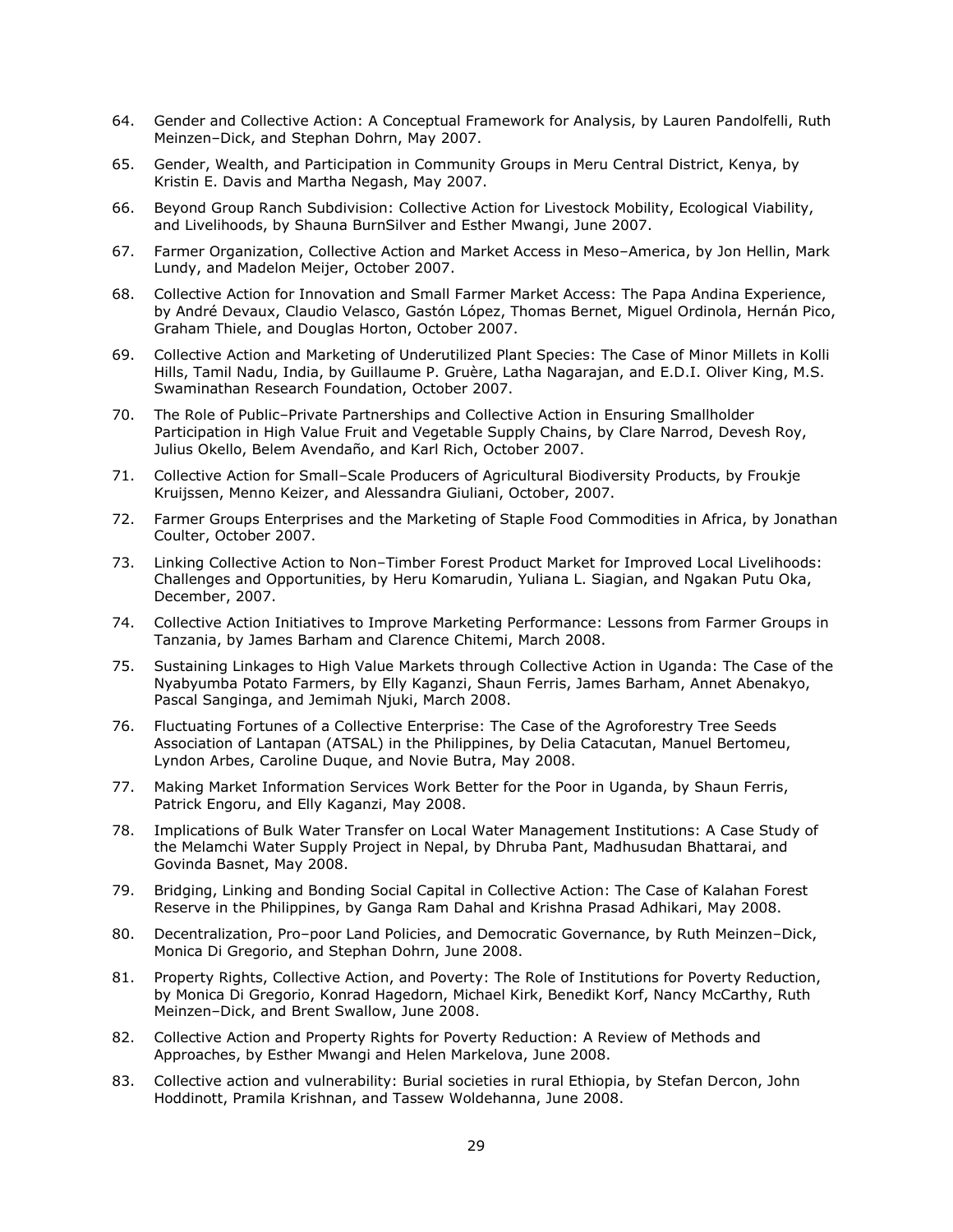64. Gender and Collective Action: A Conceptual Framework for Analysis, by Lauren Pandolfelli, Ruth Meinzen–Dick, and Stephan Dohrn, May 2007.

65. Gender, Wealth, and Participation in Community Groups in Meru Central District, Kenya, by Kristin E. Davis and Martha Negash, May 2007.

66. Beyond Group Ranch Subdivision: Collective Action for Livestock Mobility, Ecological Viability, and Livelihoods, by Shauna BurnSilver and Esther Mwangi, June 2007.

67. Farmer Organization, Collective Action and Market Access in Meso–America, by Jon Hellin, Mark Lundy, and Madelon Meijer, October 2007.

68. Collective Action for Innovation and Small Farmer Market Access: The Papa Andina Experience, by André Devaux, Claudio Velasco, Gastón López, Thomas Bernet, Miguel Ordinola, Hernán Pico, Graham Thiele, and Douglas Horton, October 2007.

69. Collective Action and Marketing of Underutilized Plant Species: The Case of Minor Millets in Kolli Hills, Tamil Nadu, India, by Guillaume P. Gruère, Latha Nagarajan, and E.D.I. Oliver King, M.S. Swaminathan Research Foundation, October 2007.

70. The Role of Public–Private Partnerships and Collective Action in Ensuring Smallholder Participation in High Value Fruit and Vegetable Supply Chains, by Clare Narrod, Devesh Roy, Julius Okello, Belem Avendaño, and Karl Rich, October 2007.

71. Collective Action for Small–Scale Producers of Agricultural Biodiversity Products, by Froukje Kruijssen, Menno Keizer, and Alessandra Giuliani, October, 2007.

72. Farmer Groups Enterprises and the Marketing of Staple Food Commodities in Africa, by Jonathan Coulter, October 2007.

73. Linking Collective Action to Non–Timber Forest Product Market for Improved Local Livelihoods: Challenges and Opportunities, by Heru Komarudin, Yuliana L. Siagian, and Ngakan Putu Oka, December, 2007.

74. Collective Action Initiatives to Improve Marketing Performance: Lessons from Farmer Groups in Tanzania, by James Barham and Clarence Chitemi, March 2008.

75. Sustaining Linkages to High Value Markets through Collective Action in Uganda: The Case of the Nyabyumba Potato Farmers, by Elly Kaganzi, Shaun Ferris, James Barham, Annet Abenakyo, Pascal Sanginga, and Jemimah Njuki, March 2008.

76. Fluctuating Fortunes of a Collective Enterprise: The Case of the Agroforestry Tree Seeds Association of Lantapan (ATSAL) in the Philippines, by Delia Catacutan, Manuel Bertomeu, Lyndon Arbes, Caroline Duque, and Novie Butra, May 2008.

77. Making Market Information Services Work Better for the Poor in Uganda, by Shaun Ferris, Patrick Engoru, and Elly Kaganzi, May 2008.

78. Implications of Bulk Water Transfer on Local Water Management Institutions: A Case Study of the Melamchi Water Supply Project in Nepal, by Dhruba Pant, Madhusudan Bhattarai, and Govinda Basnet, May 2008.

79. Bridging, Linking and Bonding Social Capital in Collective Action: The Case of Kalahan Forest Reserve in the Philippines, by Ganga Ram Dahal and Krishna Prasad Adhikari, May 2008.

80. Decentralization, Pro–poor Land Policies, and Democratic Governance, by Ruth Meinzen–Dick, Monica Di Gregorio, and Stephan Dohrn, June 2008.

81. Property Rights, Collective Action, and Poverty: The Role of Institutions for Poverty Reduction, by Monica Di Gregorio, Konrad Hagedorn, Michael Kirk, Benedikt Korf, Nancy McCarthy, Ruth Meinzen–Dick, and Brent Swallow, June 2008.

82. Collective Action and Property Rights for Poverty Reduction: A Review of Methods and Approaches, by Esther Mwangi and Helen Markelova, June 2008.

83. Collective action and vulnerability: Burial societies in rural Ethiopia, by Stefan Dercon, John Hoddinott, Pramila Krishnan, and Tassew Woldehanna, June 2008.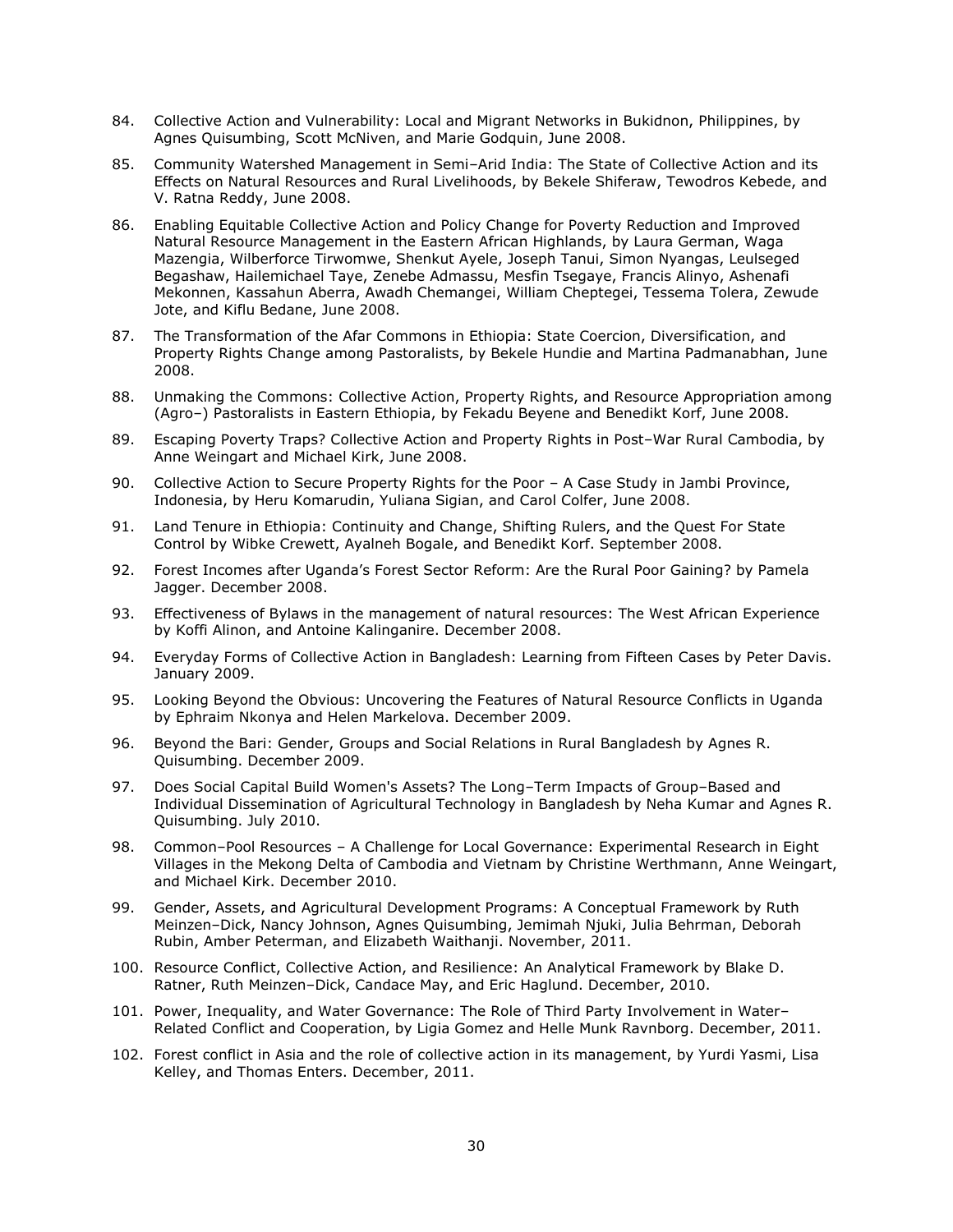84. Collective Action and Vulnerability: Local and Migrant Networks in Bukidnon, Philippines, by Agnes Quisumbing, Scott McNiven, and Marie Godquin, June 2008.

85. Community Watershed Management in Semi–Arid India: The State of Collective Action and its Effects on Natural Resources and Rural Livelihoods, by Bekele Shiferaw, Tewodros Kebede, and V. Ratna Reddy, June 2008.

86. Enabling Equitable Collective Action and Policy Change for Poverty Reduction and Improved Natural Resource Management in the Eastern African Highlands, by Laura German, Waga Mazengia, Wilberforce Tirwomwe, Shenkut Ayele, Joseph Tanui, Simon Nyangas, Leulseged Begashaw, Hailemichael Taye, Zenebe Admassu, Mesfin Tsegaye, Francis Alinyo, Ashenafi Mekonnen, Kassahun Aberra, Awadh Chemangei, William Cheptegei, Tessema Tolera, Zewude Jote, and Kiflu Bedane, June 2008.

87. The Transformation of the Afar Commons in Ethiopia: State Coercion, Diversification, and Property Rights Change among Pastoralists, by Bekele Hundie and Martina Padmanabhan, June 2008.

88. Unmaking the Commons: Collective Action, Property Rights, and Resource Appropriation among (Agro–) Pastoralists in Eastern Ethiopia, by Fekadu Beyene and Benedikt Korf, June 2008.

89. Escaping Poverty Traps? Collective Action and Property Rights in Post–War Rural Cambodia, by Anne Weingart and Michael Kirk, June 2008.

90. Collective Action to Secure Property Rights for the Poor – A Case Study in Jambi Province, Indonesia, by Heru Komarudin, Yuliana Sigian, and Carol Colfer, June 2008.

91. Land Tenure in Ethiopia: Continuity and Change, Shifting Rulers, and the Quest For State Control by Wibke Crewett, Ayalneh Bogale, and Benedikt Korf. September 2008.

92. Forest Incomes after Uganda's Forest Sector Reform: Are the Rural Poor Gaining? by Pamela Jagger. December 2008.

93. Effectiveness of Bylaws in the management of natural resources: The West African Experience by Koffi Alinon, and Antoine Kalinganire. December 2008.

94. Everyday Forms of Collective Action in Bangladesh: Learning from Fifteen Cases by Peter Davis. January 2009.

95. Looking Beyond the Obvious: Uncovering the Features of Natural Resource Conflicts in Uganda by Ephraim Nkonya and Helen Markelova. December 2009.

96. Beyond the Bari: Gender, Groups and Social Relations in Rural Bangladesh by Agnes R. Quisumbing. December 2009.

97. Does Social Capital Build Women's Assets? The Long–Term Impacts of Group–Based and Individual Dissemination of Agricultural Technology in Bangladesh by Neha Kumar and Agnes R. Quisumbing. July 2010.

98. Common–Pool Resources – A Challenge for Local Governance: Experimental Research in Eight Villages in the Mekong Delta of Cambodia and Vietnam by Christine Werthmann, Anne Weingart, and Michael Kirk. December 2010.

99. Gender, Assets, and Agricultural Development Programs: A Conceptual Framework by Ruth Meinzen–Dick, Nancy Johnson, Agnes Quisumbing, Jemimah Njuki, Julia Behrman, Deborah Rubin, Amber Peterman, and Elizabeth Waithanji. November, 2011.

100. Resource Conflict, Collective Action, and Resilience: An Analytical Framework by Blake D. Ratner, Ruth Meinzen–Dick, Candace May, and Eric Haglund. December, 2010.

101. Power, Inequality, and Water Governance: The Role of Third Party Involvement in Water–Related Conflict and Cooperation, by Ligia Gomez and Helle Munk Ravnborg. December, 2011.

102. Forest conflict in Asia and the role of collective action in its management, by Yurdi Yasmi, Lisa Kelley, and Thomas Enters. December, 2011.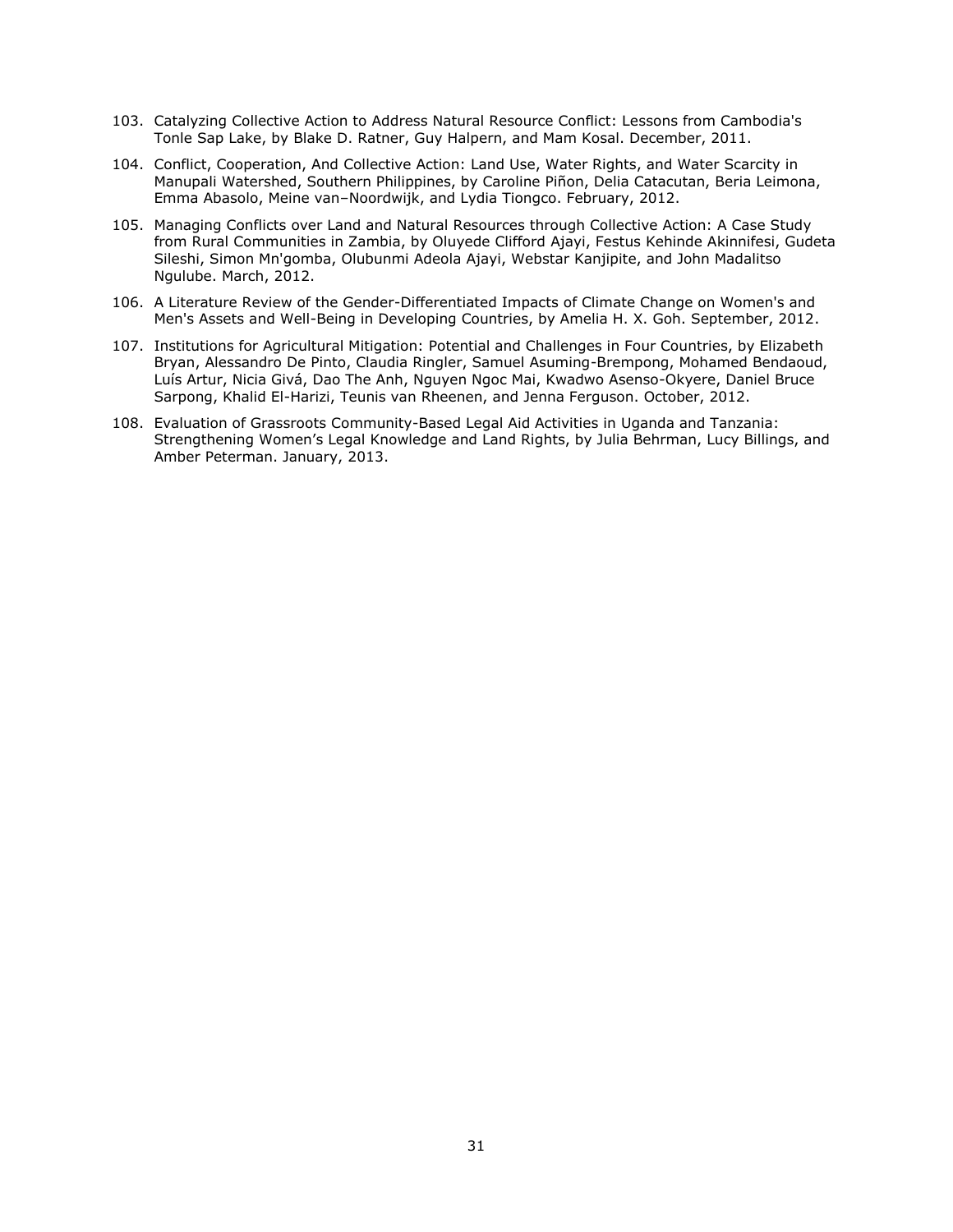103. Catalyzing Collective Action to Address Natural Resource Conflict: Lessons from Cambodia's Tonle Sap Lake, by Blake D. Ratner, Guy Halpern, and Mam Kosal. December, 2011.

104. Conflict, Cooperation, And Collective Action: Land Use, Water Rights, and Water Scarcity in Manupali Watershed, Southern Philippines, by Caroline Piñon, Delia Catacutan, Beria Leimona, Emma Abasolo, Meine van–Noordwijk, and Lydia Tiongco. February, 2012.

105. Managing Conflicts over Land and Natural Resources through Collective Action: A Case Study from Rural Communities in Zambia, by Oluyede Clifford Ajayi, Festus Kehinde Akinnifesi, Gudeta Sileshi, Simon Mn'gomba, Olubunmi Adeola Ajayi, Webstar Kanjipite, and John Madalitso Ngulube. March, 2012.

106. A Literature Review of the Gender-Differentiated Impacts of Climate Change on Women's and Men's Assets and Well-Being in Developing Countries, by Amelia H. X. Goh. September, 2012.

107. Institutions for Agricultural Mitigation: Potential and Challenges in Four Countries, by Elizabeth Bryan, Alessandro De Pinto, Claudia Ringler, Samuel Asuming-Brempong, Mohamed Bendaoud, Luís Artur, Nicia Givá, Dao The Anh, Nguyen Ngoc Mai, Kwadwo Asenso-Okyere, Daniel Bruce Sarpong, Khalid El-Harizi, Teunis van Rheenen, and Jenna Ferguson. October, 2012.

108. Evaluation of Grassroots Community-Based Legal Aid Activities in Uganda and Tanzania: Strengthening Women's Legal Knowledge and Land Rights, by Julia Behrman, Lucy Billings, and Amber Peterman. January, 2013.